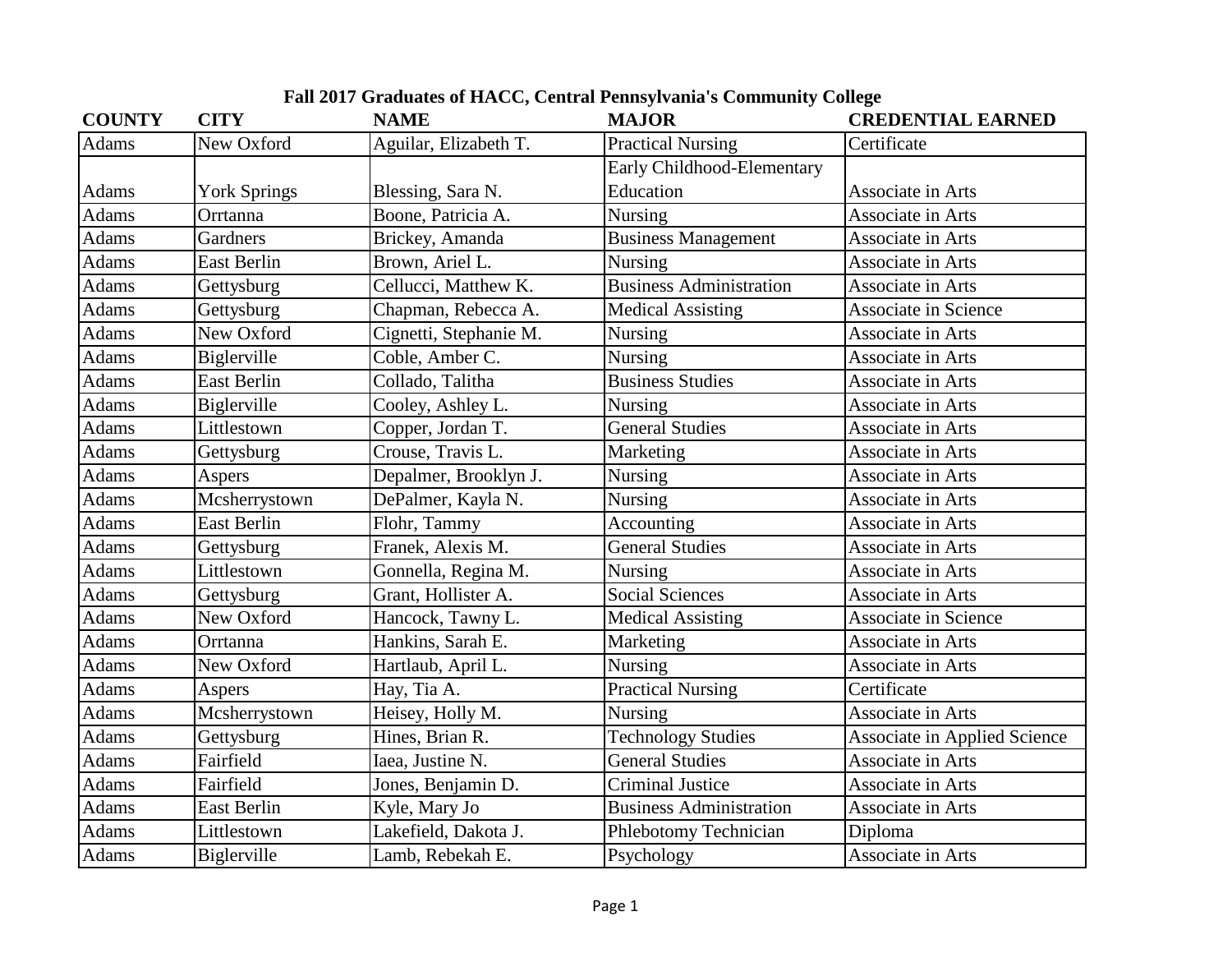# Fall 2017 Graduates of HACC, Central Pennsylvania's Community College

| COUNTY | CITY | NAME | MAJOR | CREDENTIAL EARNED |
|---|---|---|---|---|
| Adams | New Oxford | Aguilar, Elizabeth T. | Practical Nursing | Certificate |
| Adams | York Springs | Blessing, Sara N. | Early Childhood-Elementary Education | Associate in Arts |
| Adams | Orrtanna | Boone, Patricia A. | Nursing | Associate in Arts |
| Adams | Gardners | Brickey, Amanda | Business Management | Associate in Arts |
| Adams | East Berlin | Brown, Ariel L. | Nursing | Associate in Arts |
| Adams | Gettysburg | Cellucci, Matthew K. | Business Administration | Associate in Arts |
| Adams | Gettysburg | Chapman, Rebecca A. | Medical Assisting | Associate in Science |
| Adams | New Oxford | Cignetti, Stephanie M. | Nursing | Associate in Arts |
| Adams | Biglerville | Coble, Amber C. | Nursing | Associate in Arts |
| Adams | East Berlin | Collado, Talitha | Business Studies | Associate in Arts |
| Adams | Biglerville | Cooley, Ashley L. | Nursing | Associate in Arts |
| Adams | Littlestown | Copper, Jordan T. | General Studies | Associate in Arts |
| Adams | Gettysburg | Crouse, Travis L. | Marketing | Associate in Arts |
| Adams | Aspers | Depalmer, Brooklyn J. | Nursing | Associate in Arts |
| Adams | Mcsherrystown | DePalmer, Kayla N. | Nursing | Associate in Arts |
| Adams | East Berlin | Flohr, Tammy | Accounting | Associate in Arts |
| Adams | Gettysburg | Franek, Alexis M. | General Studies | Associate in Arts |
| Adams | Littlestown | Gonnella, Regina M. | Nursing | Associate in Arts |
| Adams | Gettysburg | Grant, Hollister A. | Social Sciences | Associate in Arts |
| Adams | New Oxford | Hancock, Tawny L. | Medical Assisting | Associate in Science |
| Adams | Orrtanna | Hankins, Sarah E. | Marketing | Associate in Arts |
| Adams | New Oxford | Hartlaub, April L. | Nursing | Associate in Arts |
| Adams | Aspers | Hay, Tia A. | Practical Nursing | Certificate |
| Adams | Mcsherrystown | Heisey, Holly M. | Nursing | Associate in Arts |
| Adams | Gettysburg | Hines, Brian R. | Technology Studies | Associate in Applied Science |
| Adams | Fairfield | Iaea, Justine N. | General Studies | Associate in Arts |
| Adams | Fairfield | Jones, Benjamin D. | Criminal Justice | Associate in Arts |
| Adams | East Berlin | Kyle, Mary Jo | Business Administration | Associate in Arts |
| Adams | Littlestown | Lakefield, Dakota J. | Phlebotomy Technician | Diploma |
| Adams | Biglerville | Lamb, Rebekah E. | Psychology | Associate in Arts |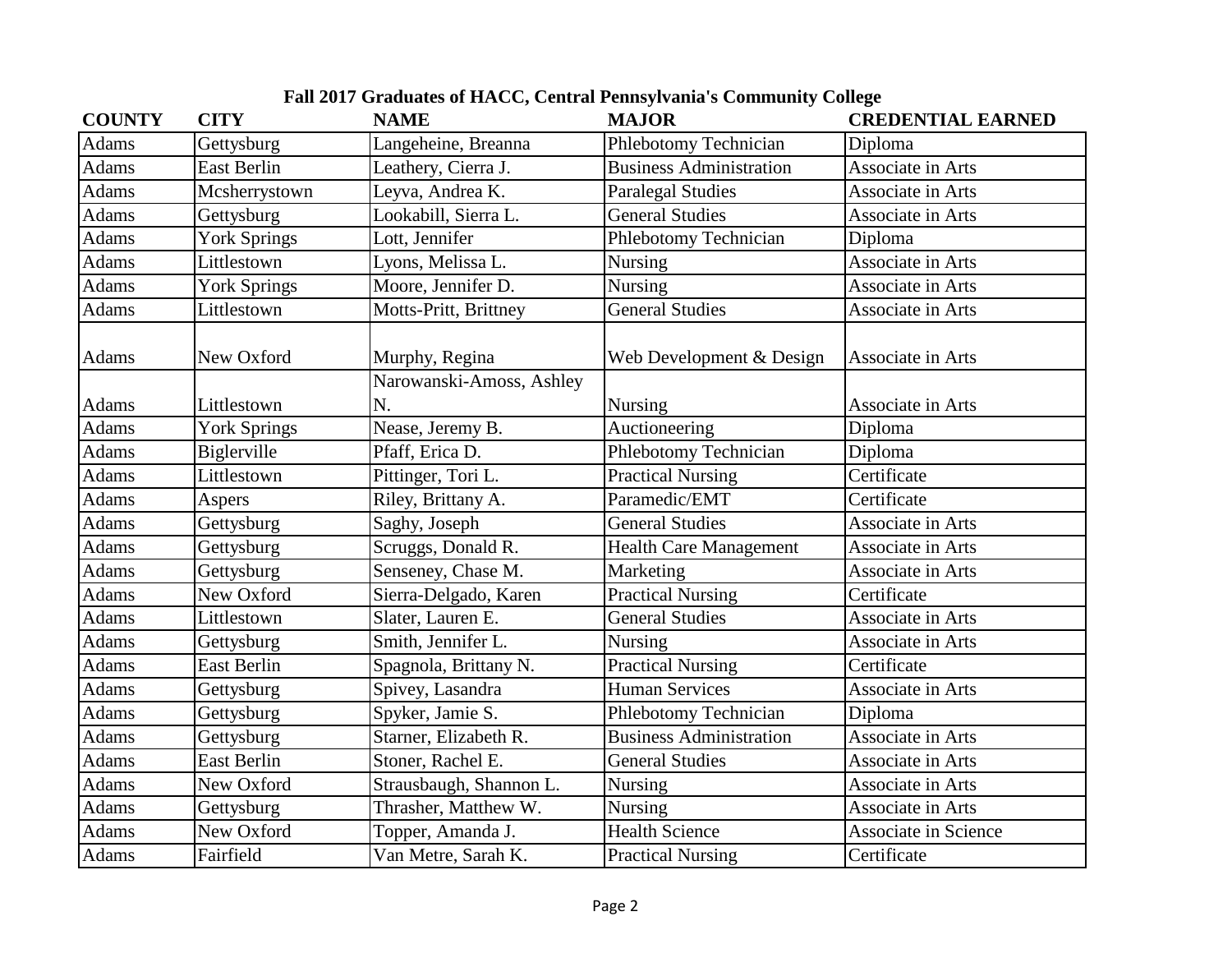**Fall 2017 Graduates of HACC, Central Pennsylvania's Community College**

| COUNTY | CITY | NAME | MAJOR | CREDENTIAL EARNED |
|---|---|---|---|---|
| Adams | Gettysburg | Langeheine, Breanna | Phlebotomy Technician | Diploma |
| Adams | East Berlin | Leathery, Cierra J. | Business Administration | Associate in Arts |
| Adams | Mcsherrystown | Leyva, Andrea K. | Paralegal Studies | Associate in Arts |
| Adams | Gettysburg | Lookabill, Sierra L. | General Studies | Associate in Arts |
| Adams | York Springs | Lott, Jennifer | Phlebotomy Technician | Diploma |
| Adams | Littlestown | Lyons, Melissa L. | Nursing | Associate in Arts |
| Adams | York Springs | Moore, Jennifer D. | Nursing | Associate in Arts |
| Adams | Littlestown | Motts-Pritt, Brittney | General Studies | Associate in Arts |
| Adams | New Oxford | Murphy, Regina | Web Development & Design | Associate in Arts |
| Adams | Littlestown | Narowanski-Amoss, Ashley N. | Nursing | Associate in Arts |
| Adams | York Springs | Nease, Jeremy B. | Auctioneering | Diploma |
| Adams | Biglerville | Pfaff, Erica D. | Phlebotomy Technician | Diploma |
| Adams | Littlestown | Pittinger, Tori L. | Practical Nursing | Certificate |
| Adams | Aspers | Riley, Brittany A. | Paramedic/EMT | Certificate |
| Adams | Gettysburg | Saghy, Joseph | General Studies | Associate in Arts |
| Adams | Gettysburg | Scruggs, Donald R. | Health Care Management | Associate in Arts |
| Adams | Gettysburg | Senseney, Chase M. | Marketing | Associate in Arts |
| Adams | New Oxford | Sierra-Delgado, Karen | Practical Nursing | Certificate |
| Adams | Littlestown | Slater, Lauren E. | General Studies | Associate in Arts |
| Adams | Gettysburg | Smith, Jennifer L. | Nursing | Associate in Arts |
| Adams | East Berlin | Spagnola, Brittany N. | Practical Nursing | Certificate |
| Adams | Gettysburg | Spivey, Lasandra | Human Services | Associate in Arts |
| Adams | Gettysburg | Spyker, Jamie S. | Phlebotomy Technician | Diploma |
| Adams | Gettysburg | Starner, Elizabeth R. | Business Administration | Associate in Arts |
| Adams | East Berlin | Stoner, Rachel E. | General Studies | Associate in Arts |
| Adams | New Oxford | Strausbaugh, Shannon L. | Nursing | Associate in Arts |
| Adams | Gettysburg | Thrasher, Matthew W. | Nursing | Associate in Arts |
| Adams | New Oxford | Topper, Amanda J. | Health Science | Associate in Science |
| Adams | Fairfield | Van Metre, Sarah K. | Practical Nursing | Certificate |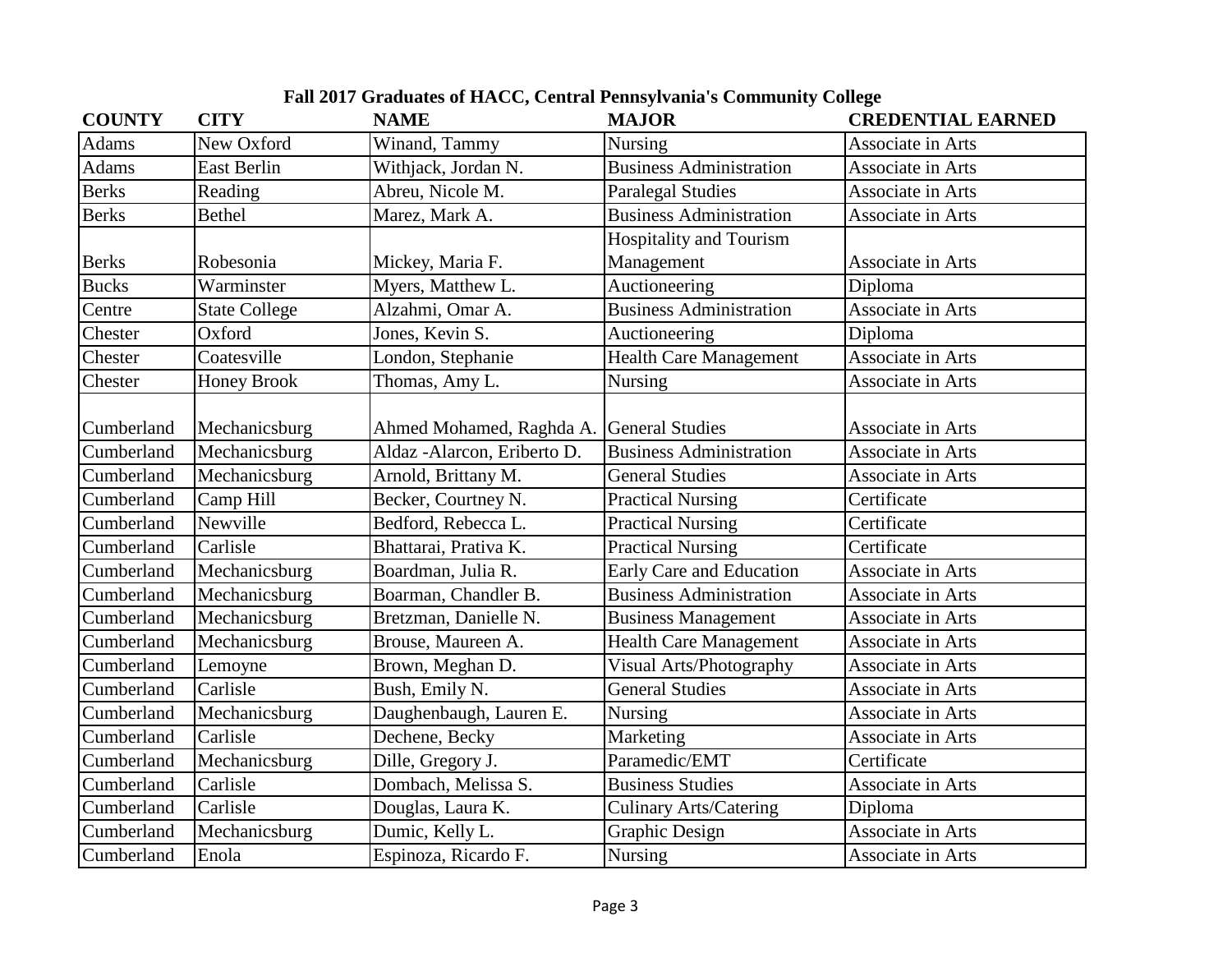**Fall 2017 Graduates of HACC, Central Pennsylvania's Community College**

| COUNTY | CITY | NAME | MAJOR | CREDENTIAL EARNED |
|---|---|---|---|---|
| Adams | New Oxford | Winand, Tammy | Nursing | Associate in Arts |
| Adams | East Berlin | Withjack, Jordan N. | Business Administration | Associate in Arts |
| Berks | Reading | Abreu, Nicole M. | Paralegal Studies | Associate in Arts |
| Berks | Bethel | Marez, Mark A. | Business Administration | Associate in Arts |
| Berks | Robesonia | Mickey, Maria F. | Hospitality and Tourism Management | Associate in Arts |
| Bucks | Warminster | Myers, Matthew L. | Auctioneering | Diploma |
| Centre | State College | Alzahmi, Omar A. | Business Administration | Associate in Arts |
| Chester | Oxford | Jones, Kevin S. | Auctioneering | Diploma |
| Chester | Coatesville | London, Stephanie | Health Care Management | Associate in Arts |
| Chester | Honey Brook | Thomas, Amy L. | Nursing | Associate in Arts |
| Cumberland | Mechanicsburg | Ahmed Mohamed, Raghda A. | General Studies | Associate in Arts |
| Cumberland | Mechanicsburg | Aldaz -Alarcon, Eriberto D. | Business Administration | Associate in Arts |
| Cumberland | Mechanicsburg | Arnold, Brittany M. | General Studies | Associate in Arts |
| Cumberland | Camp Hill | Becker, Courtney N. | Practical Nursing | Certificate |
| Cumberland | Newville | Bedford, Rebecca L. | Practical Nursing | Certificate |
| Cumberland | Carlisle | Bhattarai, Prativa K. | Practical Nursing | Certificate |
| Cumberland | Mechanicsburg | Boardman, Julia R. | Early Care and Education | Associate in Arts |
| Cumberland | Mechanicsburg | Boarman, Chandler B. | Business Administration | Associate in Arts |
| Cumberland | Mechanicsburg | Bretzman, Danielle N. | Business Management | Associate in Arts |
| Cumberland | Mechanicsburg | Brouse, Maureen A. | Health Care Management | Associate in Arts |
| Cumberland | Lemoyne | Brown, Meghan D. | Visual Arts/Photography | Associate in Arts |
| Cumberland | Carlisle | Bush, Emily N. | General Studies | Associate in Arts |
| Cumberland | Mechanicsburg | Daughenbaugh, Lauren E. | Nursing | Associate in Arts |
| Cumberland | Carlisle | Dechene, Becky | Marketing | Associate in Arts |
| Cumberland | Mechanicsburg | Dille, Gregory J. | Paramedic/EMT | Certificate |
| Cumberland | Carlisle | Dombach, Melissa S. | Business Studies | Associate in Arts |
| Cumberland | Carlisle | Douglas, Laura K. | Culinary Arts/Catering | Diploma |
| Cumberland | Mechanicsburg | Dumic, Kelly L. | Graphic Design | Associate in Arts |
| Cumberland | Enola | Espinoza, Ricardo F. | Nursing | Associate in Arts |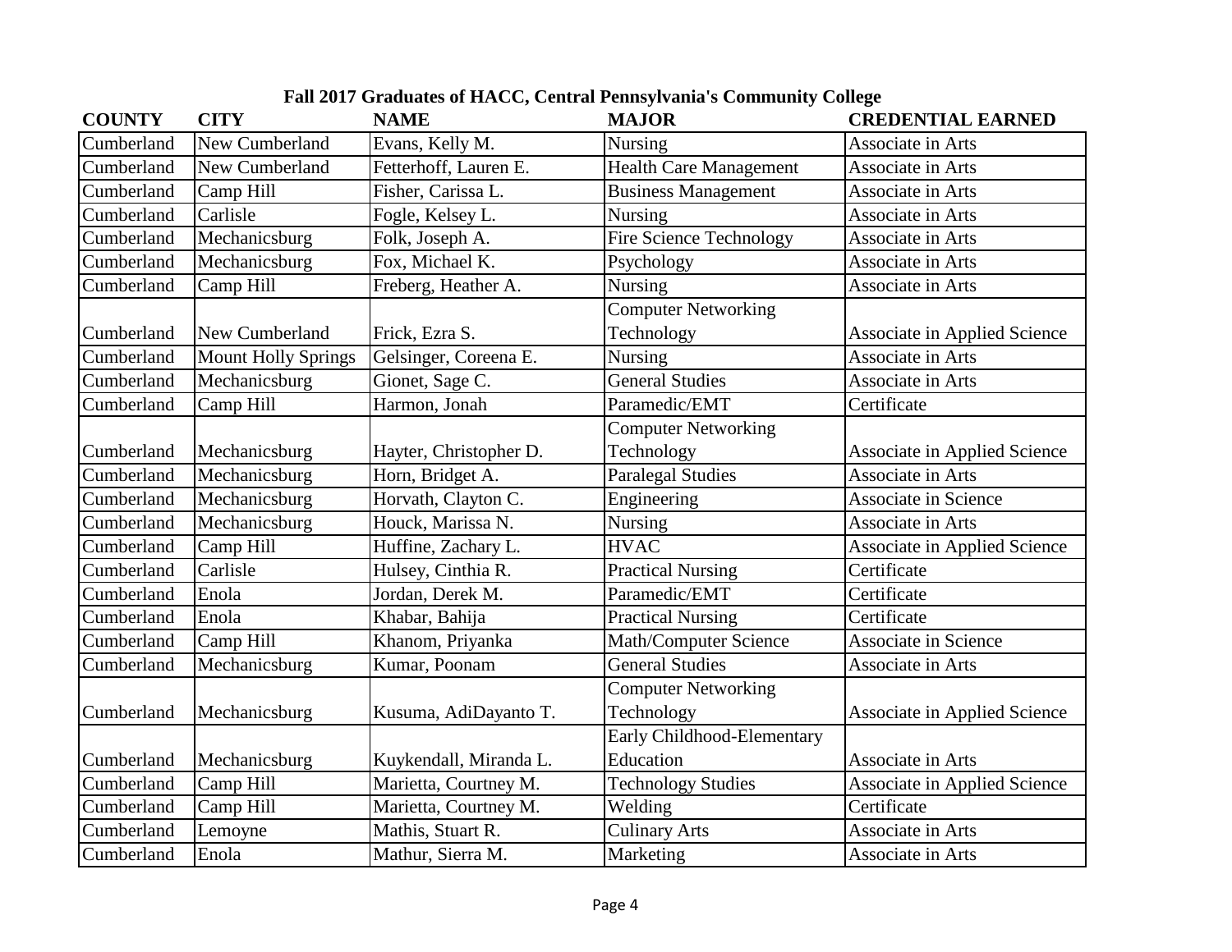**Fall 2017 Graduates of HACC, Central Pennsylvania's Community College**

| COUNTY | CITY | NAME | MAJOR | CREDENTIAL EARNED |
|---|---|---|---|---|
| Cumberland | New Cumberland | Evans, Kelly M. | Nursing | Associate in Arts |
| Cumberland | New Cumberland | Fetterhoff, Lauren E. | Health Care Management | Associate in Arts |
| Cumberland | Camp Hill | Fisher, Carissa L. | Business Management | Associate in Arts |
| Cumberland | Carlisle | Fogle, Kelsey L. | Nursing | Associate in Arts |
| Cumberland | Mechanicsburg | Folk, Joseph A. | Fire Science Technology | Associate in Arts |
| Cumberland | Mechanicsburg | Fox, Michael K. | Psychology | Associate in Arts |
| Cumberland | Camp Hill | Freberg, Heather A. | Nursing | Associate in Arts |
| Cumberland | New Cumberland | Frick, Ezra S. | Computer Networking Technology | Associate in Applied Science |
| Cumberland | Mount Holly Springs | Gelsinger, Coreena E. | Nursing | Associate in Arts |
| Cumberland | Mechanicsburg | Gionet, Sage C. | General Studies | Associate in Arts |
| Cumberland | Camp Hill | Harmon, Jonah | Paramedic/EMT | Certificate |
| Cumberland | Mechanicsburg | Hayter, Christopher D. | Computer Networking Technology | Associate in Applied Science |
| Cumberland | Mechanicsburg | Horn, Bridget A. | Paralegal Studies | Associate in Arts |
| Cumberland | Mechanicsburg | Horvath, Clayton C. | Engineering | Associate in Science |
| Cumberland | Mechanicsburg | Houck, Marissa N. | Nursing | Associate in Arts |
| Cumberland | Camp Hill | Huffine, Zachary L. | HVAC | Associate in Applied Science |
| Cumberland | Carlisle | Hulsey, Cinthia R. | Practical Nursing | Certificate |
| Cumberland | Enola | Jordan, Derek M. | Paramedic/EMT | Certificate |
| Cumberland | Enola | Khabar, Bahija | Practical Nursing | Certificate |
| Cumberland | Camp Hill | Khanom, Priyanka | Math/Computer Science | Associate in Science |
| Cumberland | Mechanicsburg | Kumar, Poonam | General Studies | Associate in Arts |
| Cumberland | Mechanicsburg | Kusuma, AdiDayanto T. | Computer Networking Technology | Associate in Applied Science |
| Cumberland | Mechanicsburg | Kuykendall, Miranda L. | Early Childhood-Elementary Education | Associate in Arts |
| Cumberland | Camp Hill | Marietta, Courtney M. | Technology Studies | Associate in Applied Science |
| Cumberland | Camp Hill | Marietta, Courtney M. | Welding | Certificate |
| Cumberland | Lemoyne | Mathis, Stuart R. | Culinary Arts | Associate in Arts |
| Cumberland | Enola | Mathur, Sierra M. | Marketing | Associate in Arts |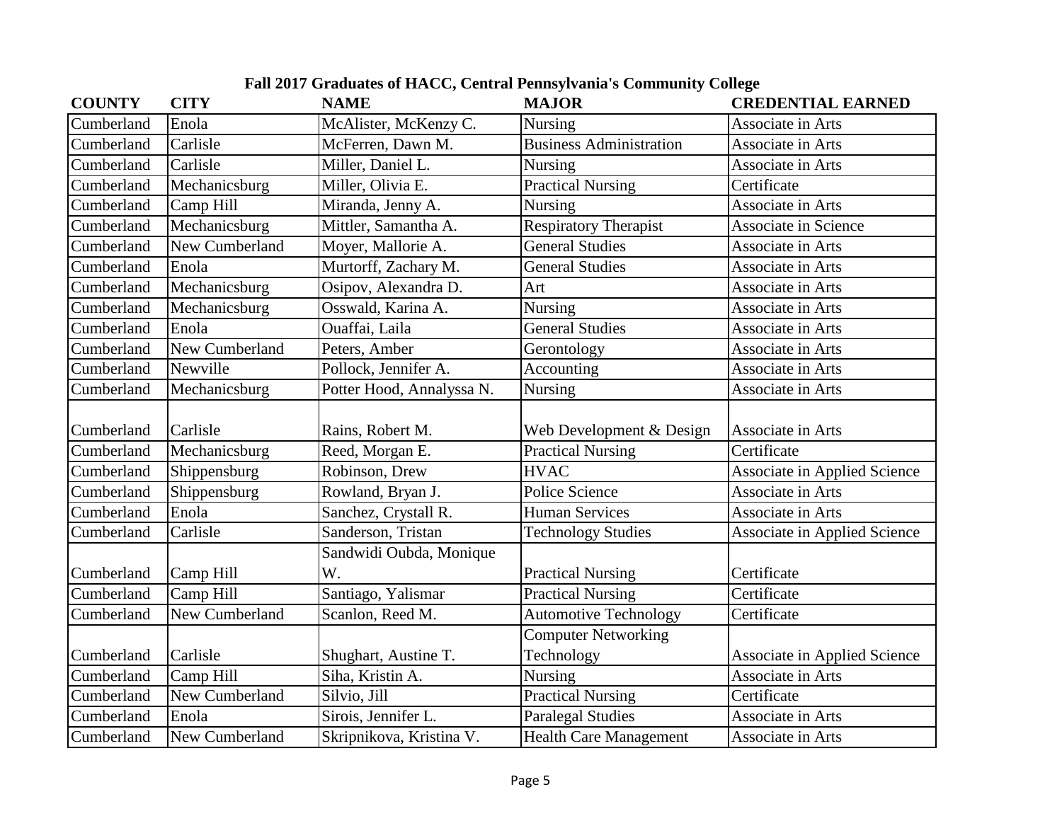**Fall 2017 Graduates of HACC, Central Pennsylvania's Community College**

| COUNTY | CITY | NAME | MAJOR | CREDENTIAL EARNED |
|---|---|---|---|---|
| Cumberland | Enola | McAlister, McKenzy C. | Nursing | Associate in Arts |
| Cumberland | Carlisle | McFerren, Dawn M. | Business Administration | Associate in Arts |
| Cumberland | Carlisle | Miller, Daniel L. | Nursing | Associate in Arts |
| Cumberland | Mechanicsburg | Miller, Olivia E. | Practical Nursing | Certificate |
| Cumberland | Camp Hill | Miranda, Jenny A. | Nursing | Associate in Arts |
| Cumberland | Mechanicsburg | Mittler, Samantha A. | Respiratory Therapist | Associate in Science |
| Cumberland | New Cumberland | Moyer, Mallorie A. | General Studies | Associate in Arts |
| Cumberland | Enola | Murtorff, Zachary M. | General Studies | Associate in Arts |
| Cumberland | Mechanicsburg | Osipov, Alexandra D. | Art | Associate in Arts |
| Cumberland | Mechanicsburg | Osswald, Karina A. | Nursing | Associate in Arts |
| Cumberland | Enola | Ouaffai, Laila | General Studies | Associate in Arts |
| Cumberland | New Cumberland | Peters, Amber | Gerontology | Associate in Arts |
| Cumberland | Newville | Pollock, Jennifer A. | Accounting | Associate in Arts |
| Cumberland | Mechanicsburg | Potter Hood, Annalyssa N. | Nursing | Associate in Arts |
| Cumberland | Carlisle | Rains, Robert M. | Web Development & Design | Associate in Arts |
| Cumberland | Mechanicsburg | Reed, Morgan E. | Practical Nursing | Certificate |
| Cumberland | Shippensburg | Robinson, Drew | HVAC | Associate in Applied Science |
| Cumberland | Shippensburg | Rowland, Bryan J. | Police Science | Associate in Arts |
| Cumberland | Enola | Sanchez, Crystall R. | Human Services | Associate in Arts |
| Cumberland | Carlisle | Sanderson, Tristan | Technology Studies | Associate in Applied Science |
| Cumberland | Camp Hill | Sandwidi Oubda, Monique W. | Practical Nursing | Certificate |
| Cumberland | Camp Hill | Santiago, Yalismar | Practical Nursing | Certificate |
| Cumberland | New Cumberland | Scanlon, Reed M. | Automotive Technology | Certificate |
| Cumberland | Carlisle | Shughart, Austine T. | Computer Networking Technology | Associate in Applied Science |
| Cumberland | Camp Hill | Siha, Kristin A. | Nursing | Associate in Arts |
| Cumberland | New Cumberland | Silvio, Jill | Practical Nursing | Certificate |
| Cumberland | Enola | Sirois, Jennifer L. | Paralegal Studies | Associate in Arts |
| Cumberland | New Cumberland | Skripnikova, Kristina V. | Health Care Management | Associate in Arts |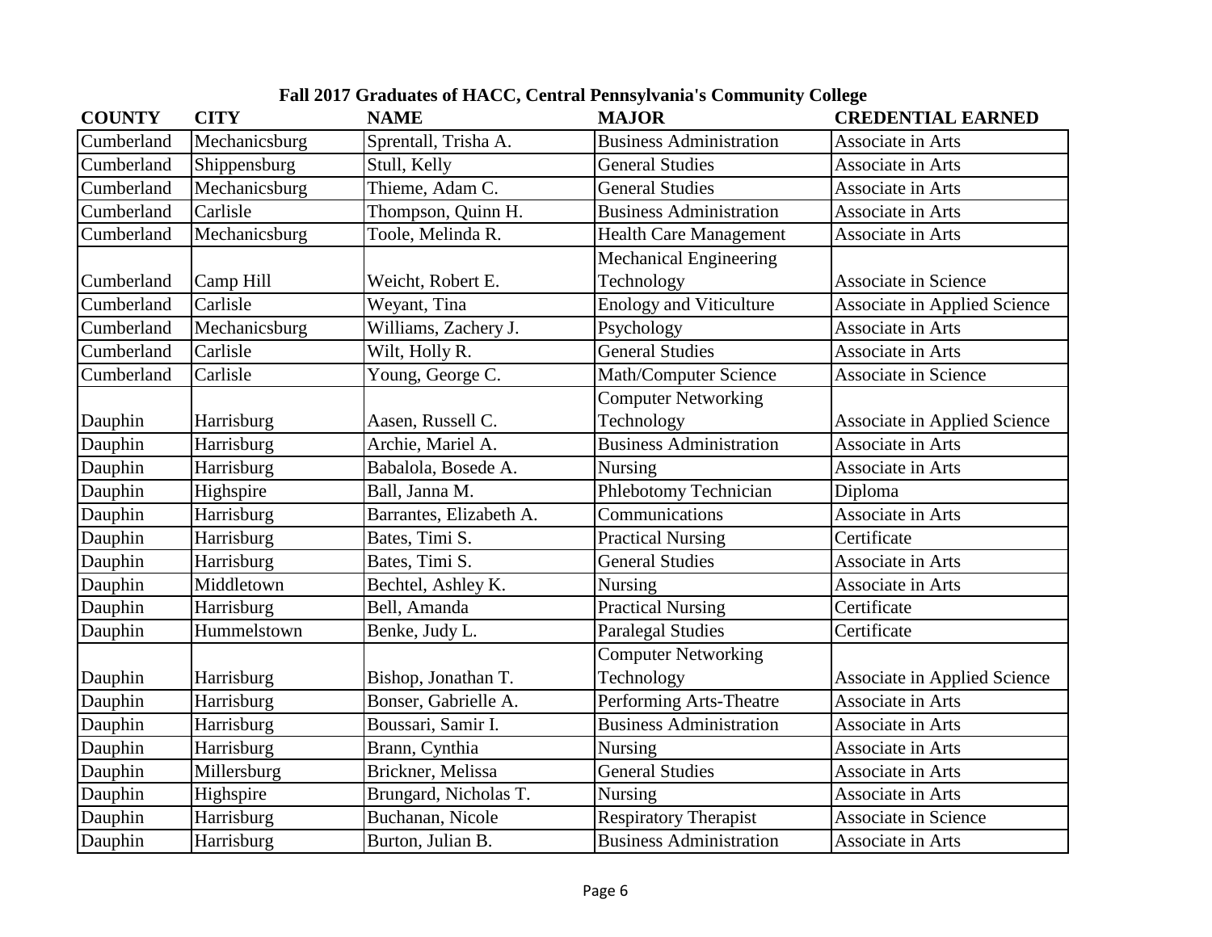**Fall 2017 Graduates of HACC, Central Pennsylvania's Community College**

| COUNTY | CITY | NAME | MAJOR | CREDENTIAL EARNED |
|---|---|---|---|---|
| Cumberland | Mechanicsburg | Sprentall, Trisha A. | Business Administration | Associate in Arts |
| Cumberland | Shippensburg | Stull, Kelly | General Studies | Associate in Arts |
| Cumberland | Mechanicsburg | Thieme, Adam C. | General Studies | Associate in Arts |
| Cumberland | Carlisle | Thompson, Quinn H. | Business Administration | Associate in Arts |
| Cumberland | Mechanicsburg | Toole, Melinda R. | Health Care Management | Associate in Arts |
| Cumberland | Camp Hill | Weicht, Robert E. | Mechanical Engineering Technology | Associate in Science |
| Cumberland | Carlisle | Weyant, Tina | Enology and Viticulture | Associate in Applied Science |
| Cumberland | Mechanicsburg | Williams, Zachery J. | Psychology | Associate in Arts |
| Cumberland | Carlisle | Wilt, Holly R. | General Studies | Associate in Arts |
| Cumberland | Carlisle | Young, George C. | Math/Computer Science | Associate in Science |
| Dauphin | Harrisburg | Aasen, Russell C. | Computer Networking Technology | Associate in Applied Science |
| Dauphin | Harrisburg | Archie, Mariel A. | Business Administration | Associate in Arts |
| Dauphin | Harrisburg | Babalola, Bosede A. | Nursing | Associate in Arts |
| Dauphin | Highspire | Ball, Janna M. | Phlebotomy Technician | Diploma |
| Dauphin | Harrisburg | Barrantes, Elizabeth A. | Communications | Associate in Arts |
| Dauphin | Harrisburg | Bates, Timi S. | Practical Nursing | Certificate |
| Dauphin | Harrisburg | Bates, Timi S. | General Studies | Associate in Arts |
| Dauphin | Middletown | Bechtel, Ashley K. | Nursing | Associate in Arts |
| Dauphin | Harrisburg | Bell, Amanda | Practical Nursing | Certificate |
| Dauphin | Hummelstown | Benke, Judy L. | Paralegal Studies | Certificate |
| Dauphin | Harrisburg | Bishop, Jonathan T. | Computer Networking Technology | Associate in Applied Science |
| Dauphin | Harrisburg | Bonser, Gabrielle A. | Performing Arts-Theatre | Associate in Arts |
| Dauphin | Harrisburg | Boussari, Samir I. | Business Administration | Associate in Arts |
| Dauphin | Harrisburg | Brann, Cynthia | Nursing | Associate in Arts |
| Dauphin | Millersburg | Brickner, Melissa | General Studies | Associate in Arts |
| Dauphin | Highspire | Brungard, Nicholas T. | Nursing | Associate in Arts |
| Dauphin | Harrisburg | Buchanan, Nicole | Respiratory Therapist | Associate in Science |
| Dauphin | Harrisburg | Burton, Julian B. | Business Administration | Associate in Arts |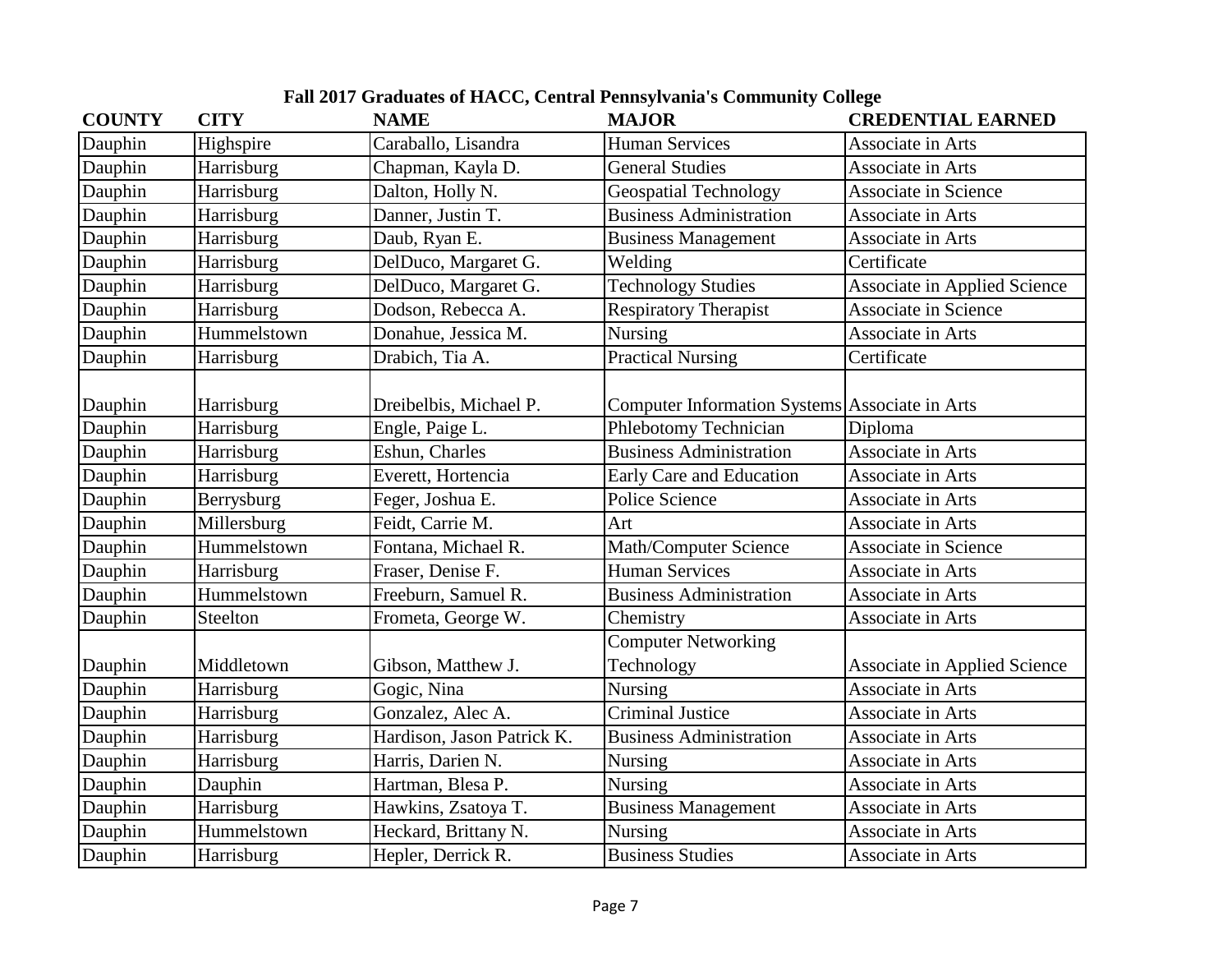**Fall 2017 Graduates of HACC, Central Pennsylvania's Community College**

| COUNTY | CITY | NAME | MAJOR | CREDENTIAL EARNED |
|---|---|---|---|---|
| Dauphin | Highspire | Caraballo, Lisandra | Human Services | Associate in Arts |
| Dauphin | Harrisburg | Chapman, Kayla D. | General Studies | Associate in Arts |
| Dauphin | Harrisburg | Dalton, Holly N. | Geospatial Technology | Associate in Science |
| Dauphin | Harrisburg | Danner, Justin T. | Business Administration | Associate in Arts |
| Dauphin | Harrisburg | Daub, Ryan E. | Business Management | Associate in Arts |
| Dauphin | Harrisburg | DelDuco, Margaret G. | Welding | Certificate |
| Dauphin | Harrisburg | DelDuco, Margaret G. | Technology Studies | Associate in Applied Science |
| Dauphin | Harrisburg | Dodson, Rebecca A. | Respiratory Therapist | Associate in Science |
| Dauphin | Hummelstown | Donahue, Jessica M. | Nursing | Associate in Arts |
| Dauphin | Harrisburg | Drabich, Tia A. | Practical Nursing | Certificate |
| Dauphin | Harrisburg | Dreibelbis, Michael P. | Computer Information Systems | Associate in Arts |
| Dauphin | Harrisburg | Engle, Paige L. | Phlebotomy Technician | Diploma |
| Dauphin | Harrisburg | Eshun, Charles | Business Administration | Associate in Arts |
| Dauphin | Harrisburg | Everett, Hortencia | Early Care and Education | Associate in Arts |
| Dauphin | Berrysburg | Feger, Joshua E. | Police Science | Associate in Arts |
| Dauphin | Millersburg | Feidt, Carrie M. | Art | Associate in Arts |
| Dauphin | Hummelstown | Fontana, Michael R. | Math/Computer Science | Associate in Science |
| Dauphin | Harrisburg | Fraser, Denise F. | Human Services | Associate in Arts |
| Dauphin | Hummelstown | Freeburn, Samuel R. | Business Administration | Associate in Arts |
| Dauphin | Steelton | Frometa, George W. | Chemistry | Associate in Arts |
| Dauphin | Middletown | Gibson, Matthew J. | Computer Networking Technology | Associate in Applied Science |
| Dauphin | Harrisburg | Gogic, Nina | Nursing | Associate in Arts |
| Dauphin | Harrisburg | Gonzalez, Alec A. | Criminal Justice | Associate in Arts |
| Dauphin | Harrisburg | Hardison, Jason Patrick K. | Business Administration | Associate in Arts |
| Dauphin | Harrisburg | Harris, Darien N. | Nursing | Associate in Arts |
| Dauphin | Dauphin | Hartman, Blesa P. | Nursing | Associate in Arts |
| Dauphin | Harrisburg | Hawkins, Zsatoya T. | Business Management | Associate in Arts |
| Dauphin | Hummelstown | Heckard, Brittany N. | Nursing | Associate in Arts |
| Dauphin | Harrisburg | Hepler, Derrick R. | Business Studies | Associate in Arts |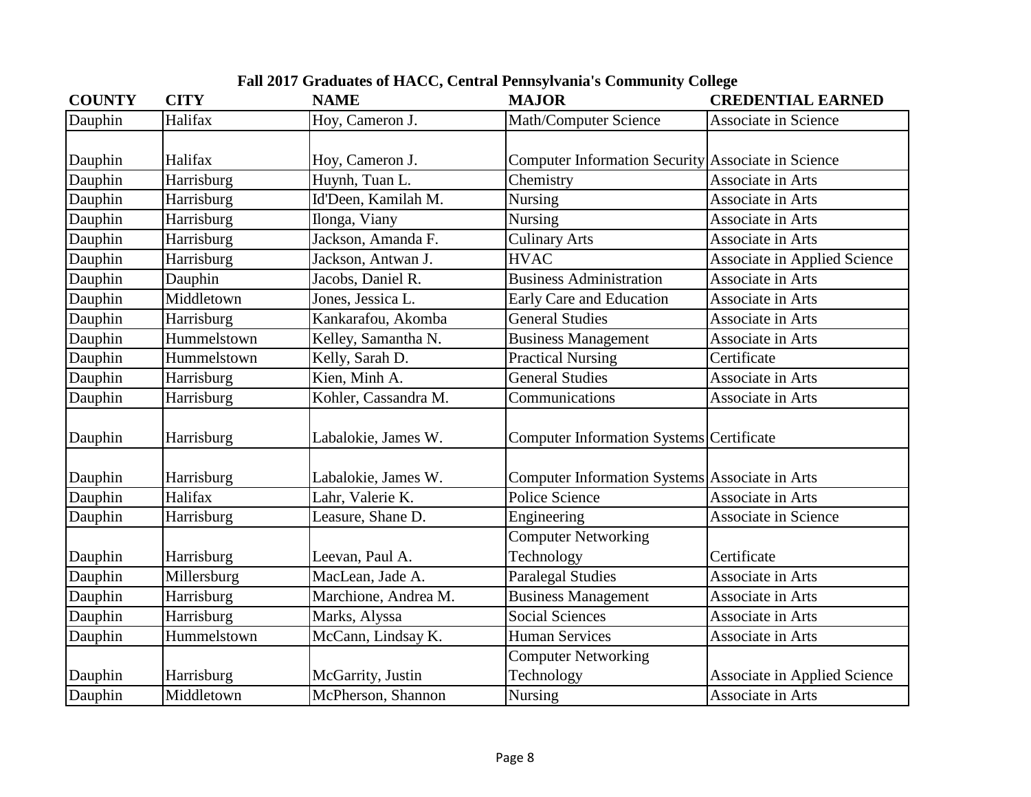## Fall 2017 Graduates of HACC, Central Pennsylvania's Community College

| COUNTY | CITY | NAME | MAJOR | CREDENTIAL EARNED |
|---|---|---|---|---|
| Dauphin | Halifax | Hoy, Cameron J. | Math/Computer Science | Associate in Science |
| Dauphin | Halifax | Hoy, Cameron J. | Computer Information Security | Associate in Science |
| Dauphin | Harrisburg | Huynh, Tuan L. | Chemistry | Associate in Arts |
| Dauphin | Harrisburg | Id'Deen, Kamilah M. | Nursing | Associate in Arts |
| Dauphin | Harrisburg | Ilonga, Viany | Nursing | Associate in Arts |
| Dauphin | Harrisburg | Jackson, Amanda F. | Culinary Arts | Associate in Arts |
| Dauphin | Harrisburg | Jackson, Antwan J. | HVAC | Associate in Applied Science |
| Dauphin | Dauphin | Jacobs, Daniel R. | Business Administration | Associate in Arts |
| Dauphin | Middletown | Jones, Jessica L. | Early Care and Education | Associate in Arts |
| Dauphin | Harrisburg | Kankarafou, Akomba | General Studies | Associate in Arts |
| Dauphin | Hummelstown | Kelley, Samantha N. | Business Management | Associate in Arts |
| Dauphin | Hummelstown | Kelly, Sarah D. | Practical Nursing | Certificate |
| Dauphin | Harrisburg | Kien, Minh A. | General Studies | Associate in Arts |
| Dauphin | Harrisburg | Kohler, Cassandra M. | Communications | Associate in Arts |
| Dauphin | Harrisburg | Labalokie, James W. | Computer Information Systems | Certificate |
| Dauphin | Harrisburg | Labalokie, James W. | Computer Information Systems | Associate in Arts |
| Dauphin | Halifax | Lahr, Valerie K. | Police Science | Associate in Arts |
| Dauphin | Harrisburg | Leasure, Shane D. | Engineering | Associate in Science |
| Dauphin | Harrisburg | Leevan, Paul A. | Computer Networking Technology | Certificate |
| Dauphin | Millersburg | MacLean, Jade A. | Paralegal Studies | Associate in Arts |
| Dauphin | Harrisburg | Marchione, Andrea M. | Business Management | Associate in Arts |
| Dauphin | Harrisburg | Marks, Alyssa | Social Sciences | Associate in Arts |
| Dauphin | Hummelstown | McCann, Lindsay K. | Human Services | Associate in Arts |
| Dauphin | Harrisburg | McGarrity, Justin | Computer Networking Technology | Associate in Applied Science |
| Dauphin | Middletown | McPherson, Shannon | Nursing | Associate in Arts |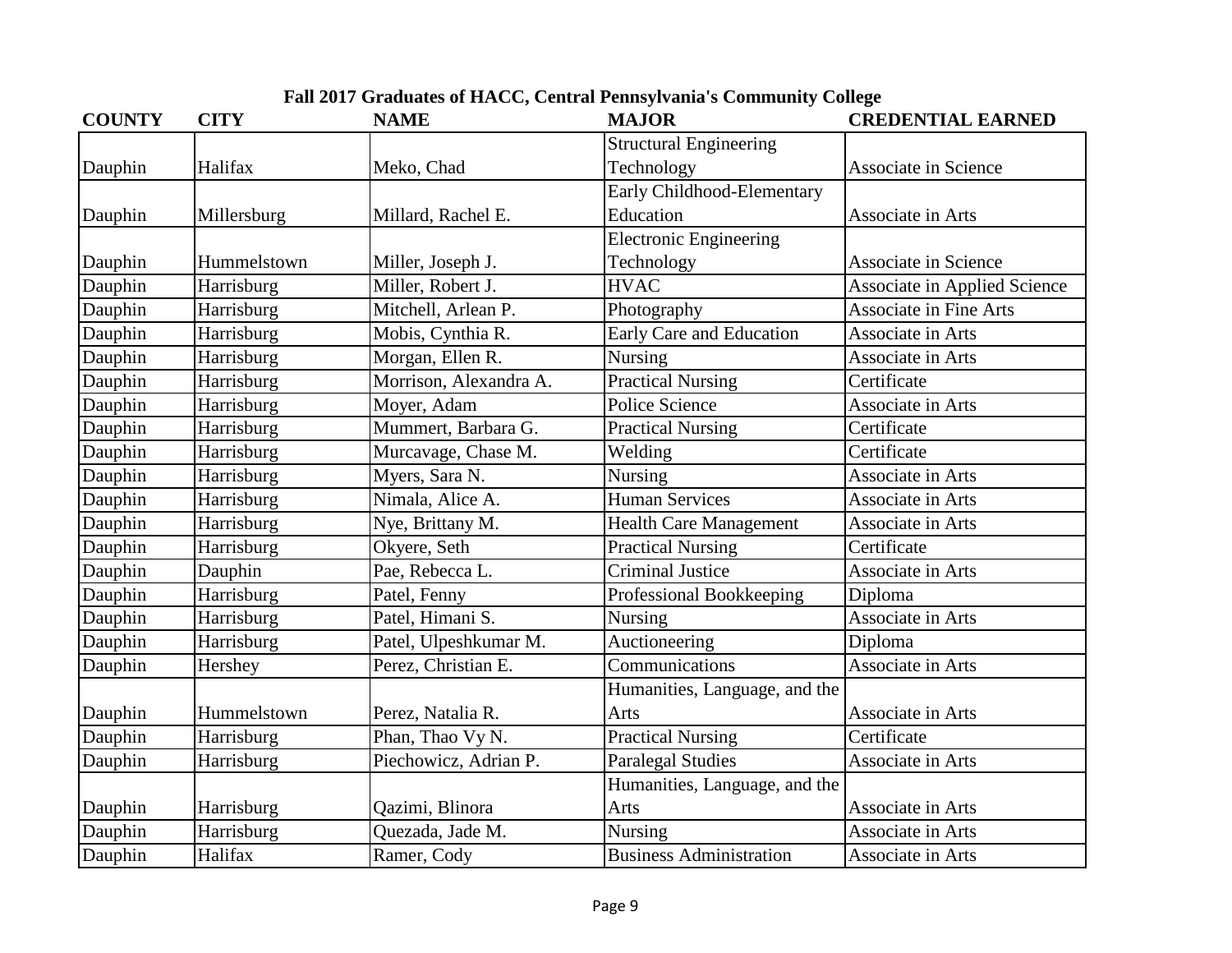**Fall 2017 Graduates of HACC, Central Pennsylvania's Community College**

| COUNTY | CITY | NAME | MAJOR | CREDENTIAL EARNED |
|---|---|---|---|---|
| Dauphin | Halifax | Meko, Chad | Structural Engineering Technology | Associate in Science |
| Dauphin | Millersburg | Millard, Rachel E. | Early Childhood-Elementary Education | Associate in Arts |
| Dauphin | Hummelstown | Miller, Joseph J. | Electronic Engineering Technology | Associate in Science |
| Dauphin | Harrisburg | Miller, Robert J. | HVAC | Associate in Applied Science |
| Dauphin | Harrisburg | Mitchell, Arlean P. | Photography | Associate in Fine Arts |
| Dauphin | Harrisburg | Mobis, Cynthia R. | Early Care and Education | Associate in Arts |
| Dauphin | Harrisburg | Morgan, Ellen R. | Nursing | Associate in Arts |
| Dauphin | Harrisburg | Morrison, Alexandra A. | Practical Nursing | Certificate |
| Dauphin | Harrisburg | Moyer, Adam | Police Science | Associate in Arts |
| Dauphin | Harrisburg | Mummert, Barbara G. | Practical Nursing | Certificate |
| Dauphin | Harrisburg | Murcavage, Chase M. | Welding | Certificate |
| Dauphin | Harrisburg | Myers, Sara N. | Nursing | Associate in Arts |
| Dauphin | Harrisburg | Nimala, Alice A. | Human Services | Associate in Arts |
| Dauphin | Harrisburg | Nye, Brittany M. | Health Care Management | Associate in Arts |
| Dauphin | Harrisburg | Okyere, Seth | Practical Nursing | Certificate |
| Dauphin | Dauphin | Pae, Rebecca L. | Criminal Justice | Associate in Arts |
| Dauphin | Harrisburg | Patel, Fenny | Professional Bookkeeping | Diploma |
| Dauphin | Harrisburg | Patel, Himani S. | Nursing | Associate in Arts |
| Dauphin | Harrisburg | Patel, Ulpeshkumar M. | Auctioneering | Diploma |
| Dauphin | Hershey | Perez, Christian E. | Communications | Associate in Arts |
| Dauphin | Hummelstown | Perez, Natalia R. | Humanities, Language, and the Arts | Associate in Arts |
| Dauphin | Harrisburg | Phan, Thao Vy N. | Practical Nursing | Certificate |
| Dauphin | Harrisburg | Piechowicz, Adrian P. | Paralegal Studies | Associate in Arts |
| Dauphin | Harrisburg | Qazimi, Blinora | Humanities, Language, and the Arts | Associate in Arts |
| Dauphin | Harrisburg | Quezada, Jade M. | Nursing | Associate in Arts |
| Dauphin | Halifax | Ramer, Cody | Business Administration | Associate in Arts |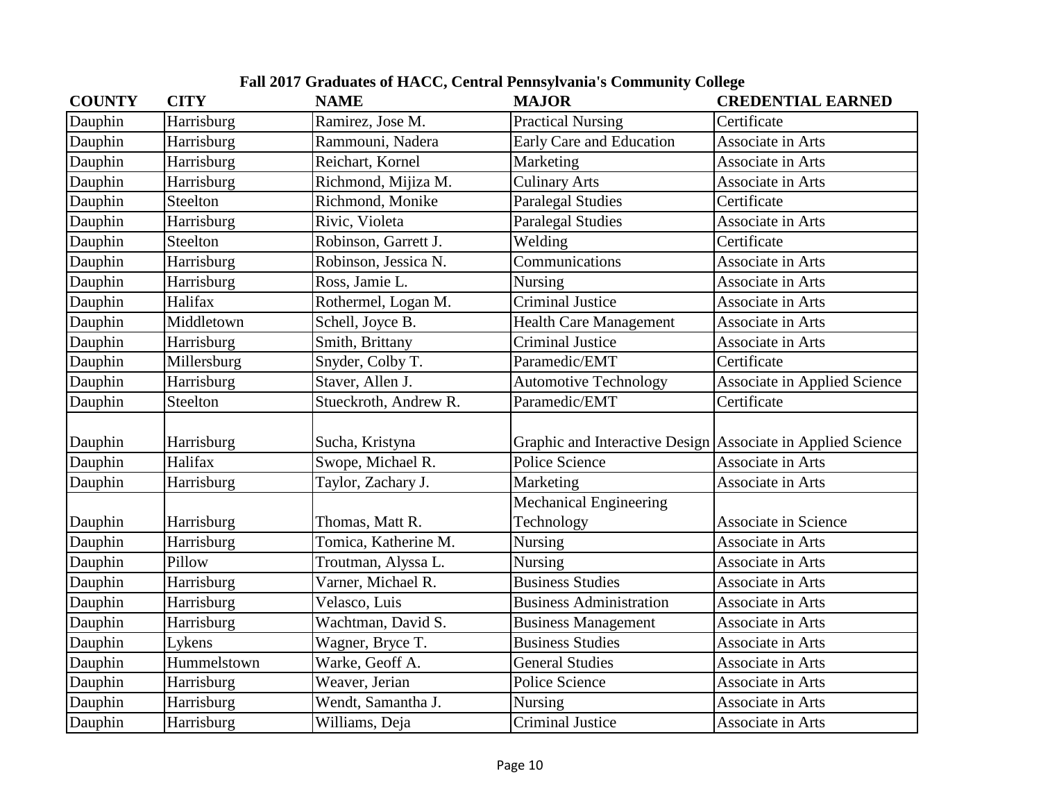### Fall 2017 Graduates of HACC, Central Pennsylvania's Community College

| COUNTY | CITY | NAME | MAJOR | CREDENTIAL EARNED |
|---|---|---|---|---|
| Dauphin | Harrisburg | Ramirez, Jose M. | Practical Nursing | Certificate |
| Dauphin | Harrisburg | Rammouni, Nadera | Early Care and Education | Associate in Arts |
| Dauphin | Harrisburg | Reichart, Kornel | Marketing | Associate in Arts |
| Dauphin | Harrisburg | Richmond, Mijiza M. | Culinary Arts | Associate in Arts |
| Dauphin | Steelton | Richmond, Monike | Paralegal Studies | Certificate |
| Dauphin | Harrisburg | Rivic, Violeta | Paralegal Studies | Associate in Arts |
| Dauphin | Steelton | Robinson, Garrett J. | Welding | Certificate |
| Dauphin | Harrisburg | Robinson, Jessica N. | Communications | Associate in Arts |
| Dauphin | Harrisburg | Ross, Jamie L. | Nursing | Associate in Arts |
| Dauphin | Halifax | Rothermel, Logan M. | Criminal Justice | Associate in Arts |
| Dauphin | Middletown | Schell, Joyce B. | Health Care Management | Associate in Arts |
| Dauphin | Harrisburg | Smith, Brittany | Criminal Justice | Associate in Arts |
| Dauphin | Millersburg | Snyder, Colby T. | Paramedic/EMT | Certificate |
| Dauphin | Harrisburg | Staver, Allen J. | Automotive Technology | Associate in Applied Science |
| Dauphin | Steelton | Stueckroth, Andrew R. | Paramedic/EMT | Certificate |
| Dauphin | Harrisburg | Sucha, Kristyna | Graphic and Interactive Design | Associate in Applied Science |
| Dauphin | Halifax | Swope, Michael R. | Police Science | Associate in Arts |
| Dauphin | Harrisburg | Taylor, Zachary J. | Marketing | Associate in Arts |
| Dauphin | Harrisburg | Thomas, Matt R. | Mechanical Engineering Technology | Associate in Science |
| Dauphin | Harrisburg | Tomica, Katherine M. | Nursing | Associate in Arts |
| Dauphin | Pillow | Troutman, Alyssa L. | Nursing | Associate in Arts |
| Dauphin | Harrisburg | Varner, Michael R. | Business Studies | Associate in Arts |
| Dauphin | Harrisburg | Velasco, Luis | Business Administration | Associate in Arts |
| Dauphin | Harrisburg | Wachtman, David S. | Business Management | Associate in Arts |
| Dauphin | Lykens | Wagner, Bryce T. | Business Studies | Associate in Arts |
| Dauphin | Hummelstown | Warke, Geoff A. | General Studies | Associate in Arts |
| Dauphin | Harrisburg | Weaver, Jerian | Police Science | Associate in Arts |
| Dauphin | Harrisburg | Wendt, Samantha J. | Nursing | Associate in Arts |
| Dauphin | Harrisburg | Williams, Deja | Criminal Justice | Associate in Arts |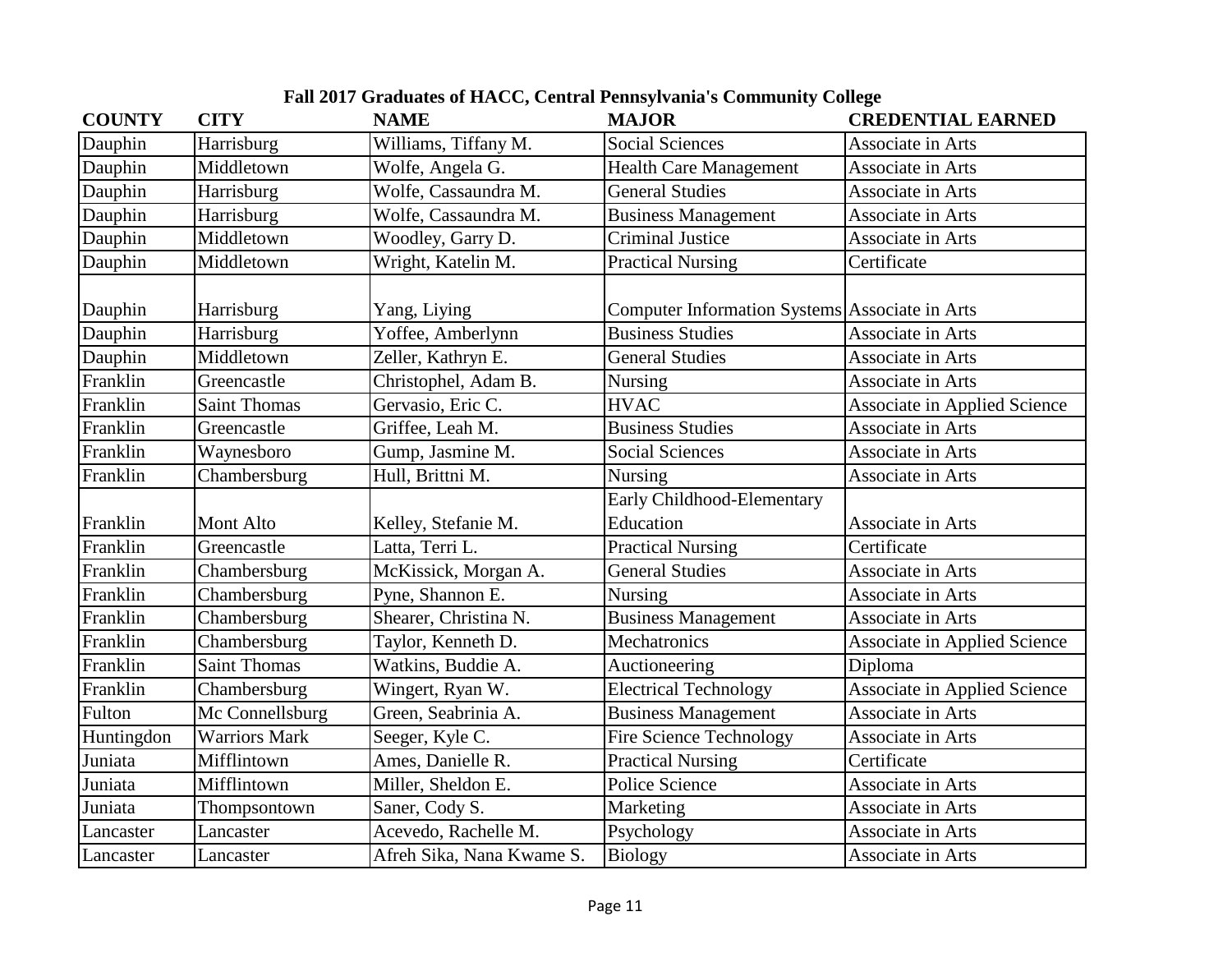## Fall 2017 Graduates of HACC, Central Pennsylvania's Community College

| COUNTY | CITY | NAME | MAJOR | CREDENTIAL EARNED |
|---|---|---|---|---|
| Dauphin | Harrisburg | Williams, Tiffany M. | Social Sciences | Associate in Arts |
| Dauphin | Middletown | Wolfe, Angela G. | Health Care Management | Associate in Arts |
| Dauphin | Harrisburg | Wolfe, Cassaundra M. | General Studies | Associate in Arts |
| Dauphin | Harrisburg | Wolfe, Cassaundra M. | Business Management | Associate in Arts |
| Dauphin | Middletown | Woodley, Garry D. | Criminal Justice | Associate in Arts |
| Dauphin | Middletown | Wright, Katelin M. | Practical Nursing | Certificate |
| Dauphin | Harrisburg | Yang, Liying | Computer Information Systems | Associate in Arts |
| Dauphin | Harrisburg | Yoffee, Amberlynn | Business Studies | Associate in Arts |
| Dauphin | Middletown | Zeller, Kathryn E. | General Studies | Associate in Arts |
| Franklin | Greencastle | Christophel, Adam B. | Nursing | Associate in Arts |
| Franklin | Saint Thomas | Gervasio, Eric C. | HVAC | Associate in Applied Science |
| Franklin | Greencastle | Griffee, Leah M. | Business Studies | Associate in Arts |
| Franklin | Waynesboro | Gump, Jasmine M. | Social Sciences | Associate in Arts |
| Franklin | Chambersburg | Hull, Brittni M. | Nursing | Associate in Arts |
| Franklin | Mont Alto | Kelley, Stefanie M. | Early Childhood-Elementary Education | Associate in Arts |
| Franklin | Greencastle | Latta, Terri L. | Practical Nursing | Certificate |
| Franklin | Chambersburg | McKissick, Morgan A. | General Studies | Associate in Arts |
| Franklin | Chambersburg | Pyne, Shannon E. | Nursing | Associate in Arts |
| Franklin | Chambersburg | Shearer, Christina N. | Business Management | Associate in Arts |
| Franklin | Chambersburg | Taylor, Kenneth D. | Mechatronics | Associate in Applied Science |
| Franklin | Saint Thomas | Watkins, Buddie A. | Auctioneering | Diploma |
| Franklin | Chambersburg | Wingert, Ryan W. | Electrical Technology | Associate in Applied Science |
| Fulton | Mc Connellsburg | Green, Seabrinia A. | Business Management | Associate in Arts |
| Huntingdon | Warriors Mark | Seeger, Kyle C. | Fire Science Technology | Associate in Arts |
| Juniata | Mifflintown | Ames, Danielle R. | Practical Nursing | Certificate |
| Juniata | Mifflintown | Miller, Sheldon E. | Police Science | Associate in Arts |
| Juniata | Thompsontown | Saner, Cody S. | Marketing | Associate in Arts |
| Lancaster | Lancaster | Acevedo, Rachelle M. | Psychology | Associate in Arts |
| Lancaster | Lancaster | Afreh Sika, Nana Kwame S. | Biology | Associate in Arts |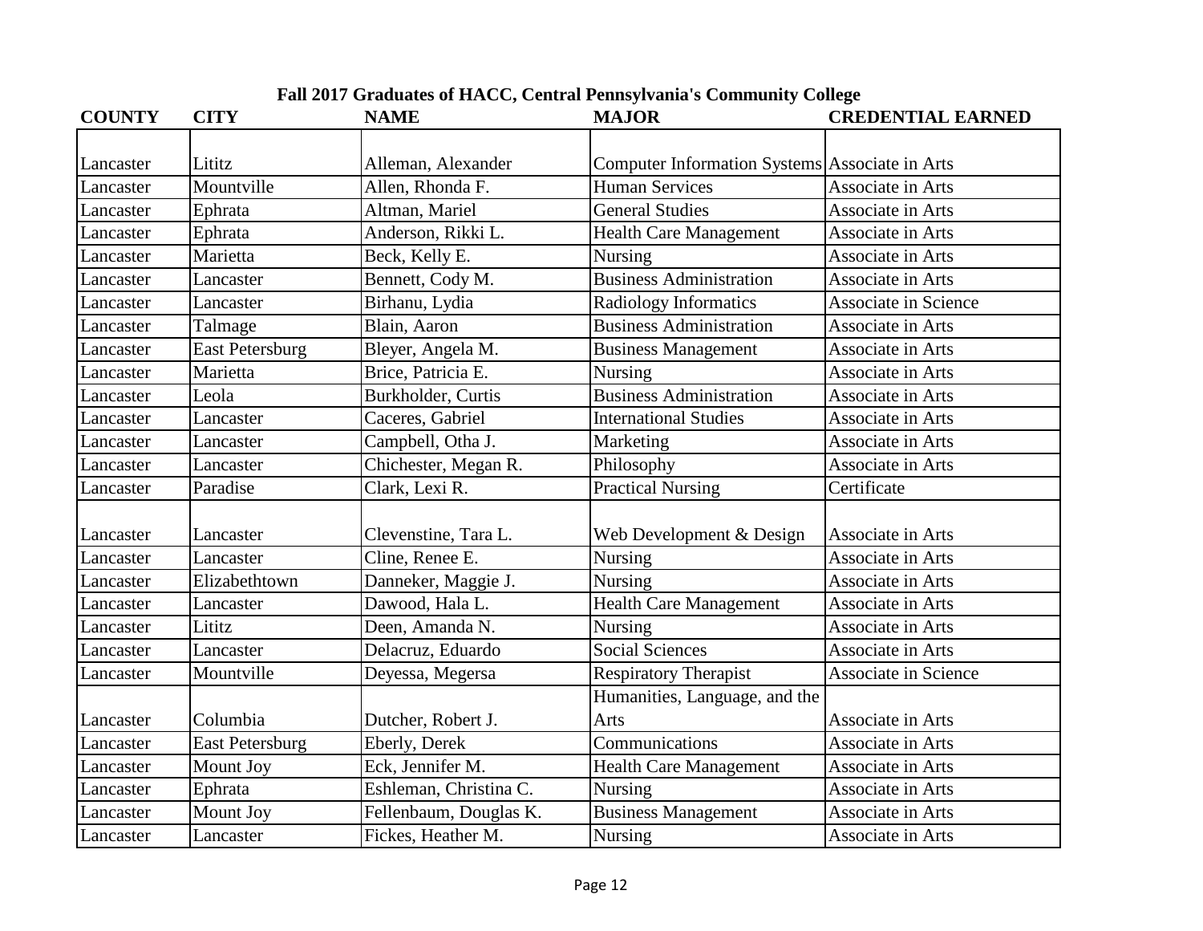## Fall 2017 Graduates of HACC, Central Pennsylvania's Community College

| COUNTY | CITY | NAME | MAJOR | CREDENTIAL EARNED |
|---|---|---|---|---|
| Lancaster | Lititz | Alleman, Alexander | Computer Information Systems | Associate in Arts |
| Lancaster | Mountville | Allen, Rhonda F. | Human Services | Associate in Arts |
| Lancaster | Ephrata | Altman, Mariel | General Studies | Associate in Arts |
| Lancaster | Ephrata | Anderson, Rikki L. | Health Care Management | Associate in Arts |
| Lancaster | Marietta | Beck, Kelly E. | Nursing | Associate in Arts |
| Lancaster | Lancaster | Bennett, Cody M. | Business Administration | Associate in Arts |
| Lancaster | Lancaster | Birhanu, Lydia | Radiology Informatics | Associate in Science |
| Lancaster | Talmage | Blain, Aaron | Business Administration | Associate in Arts |
| Lancaster | East Petersburg | Bleyer, Angela M. | Business Management | Associate in Arts |
| Lancaster | Marietta | Brice, Patricia E. | Nursing | Associate in Arts |
| Lancaster | Leola | Burkholder, Curtis | Business Administration | Associate in Arts |
| Lancaster | Lancaster | Caceres, Gabriel | International Studies | Associate in Arts |
| Lancaster | Lancaster | Campbell, Otha J. | Marketing | Associate in Arts |
| Lancaster | Lancaster | Chichester, Megan R. | Philosophy | Associate in Arts |
| Lancaster | Paradise | Clark, Lexi R. | Practical Nursing | Certificate |
| Lancaster | Lancaster | Clevenstine, Tara L. | Web Development & Design | Associate in Arts |
| Lancaster | Lancaster | Cline, Renee E. | Nursing | Associate in Arts |
| Lancaster | Elizabethtown | Danneker, Maggie J. | Nursing | Associate in Arts |
| Lancaster | Lancaster | Dawood, Hala L. | Health Care Management | Associate in Arts |
| Lancaster | Lititz | Deen, Amanda N. | Nursing | Associate in Arts |
| Lancaster | Lancaster | Delacruz, Eduardo | Social Sciences | Associate in Arts |
| Lancaster | Mountville | Deyessa, Megersa | Respiratory Therapist | Associate in Science |
| Lancaster | Columbia | Dutcher, Robert J. | Humanities, Language, and the Arts | Associate in Arts |
| Lancaster | East Petersburg | Eberly, Derek | Communications | Associate in Arts |
| Lancaster | Mount Joy | Eck, Jennifer M. | Health Care Management | Associate in Arts |
| Lancaster | Ephrata | Eshleman, Christina C. | Nursing | Associate in Arts |
| Lancaster | Mount Joy | Fellenbaum, Douglas K. | Business Management | Associate in Arts |
| Lancaster | Lancaster | Fickes, Heather M. | Nursing | Associate in Arts |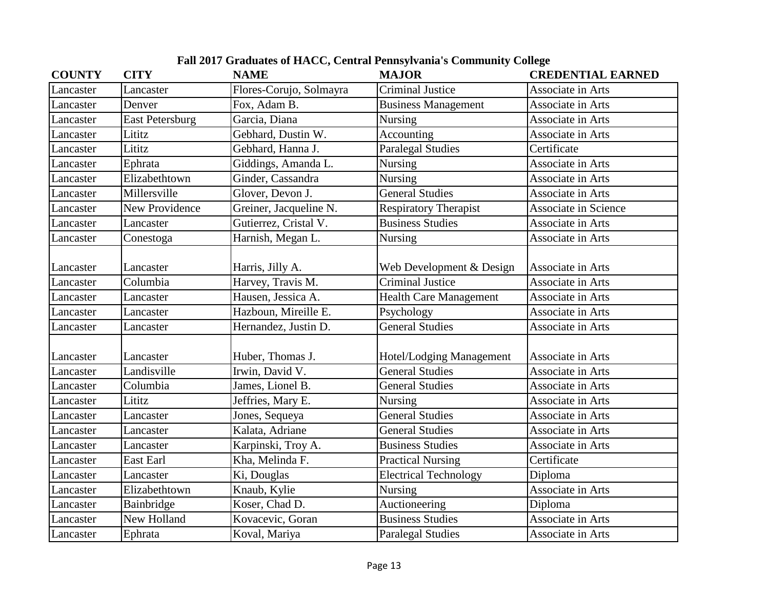## Fall 2017 Graduates of HACC, Central Pennsylvania's Community College

| COUNTY | CITY | NAME | MAJOR | CREDENTIAL EARNED |
|---|---|---|---|---|
| Lancaster | Lancaster | Flores-Corujo, Solmayra | Criminal Justice | Associate in Arts |
| Lancaster | Denver | Fox, Adam B. | Business Management | Associate in Arts |
| Lancaster | East Petersburg | Garcia, Diana | Nursing | Associate in Arts |
| Lancaster | Lititz | Gebhard, Dustin W. | Accounting | Associate in Arts |
| Lancaster | Lititz | Gebhard, Hanna J. | Paralegal Studies | Certificate |
| Lancaster | Ephrata | Giddings, Amanda L. | Nursing | Associate in Arts |
| Lancaster | Elizabethtown | Ginder, Cassandra | Nursing | Associate in Arts |
| Lancaster | Millersville | Glover, Devon J. | General Studies | Associate in Arts |
| Lancaster | New Providence | Greiner, Jacqueline N. | Respiratory Therapist | Associate in Science |
| Lancaster | Lancaster | Gutierrez, Cristal V. | Business Studies | Associate in Arts |
| Lancaster | Conestoga | Harnish, Megan L. | Nursing | Associate in Arts |
| Lancaster | Lancaster | Harris, Jilly A. | Web Development & Design | Associate in Arts |
| Lancaster | Columbia | Harvey, Travis M. | Criminal Justice | Associate in Arts |
| Lancaster | Lancaster | Hausen, Jessica A. | Health Care Management | Associate in Arts |
| Lancaster | Lancaster | Hazboun, Mireille E. | Psychology | Associate in Arts |
| Lancaster | Lancaster | Hernandez, Justin D. | General Studies | Associate in Arts |
| Lancaster | Lancaster | Huber, Thomas J. | Hotel/Lodging Management | Associate in Arts |
| Lancaster | Landisville | Irwin, David V. | General Studies | Associate in Arts |
| Lancaster | Columbia | James, Lionel B. | General Studies | Associate in Arts |
| Lancaster | Lititz | Jeffries, Mary E. | Nursing | Associate in Arts |
| Lancaster | Lancaster | Jones, Sequeya | General Studies | Associate in Arts |
| Lancaster | Lancaster | Kalata, Adriane | General Studies | Associate in Arts |
| Lancaster | Lancaster | Karpinski, Troy A. | Business Studies | Associate in Arts |
| Lancaster | East Earl | Kha, Melinda F. | Practical Nursing | Certificate |
| Lancaster | Lancaster | Ki, Douglas | Electrical Technology | Diploma |
| Lancaster | Elizabethtown | Knaub, Kylie | Nursing | Associate in Arts |
| Lancaster | Bainbridge | Koser, Chad D. | Auctioneering | Diploma |
| Lancaster | New Holland | Kovacevic, Goran | Business Studies | Associate in Arts |
| Lancaster | Ephrata | Koval, Mariya | Paralegal Studies | Associate in Arts |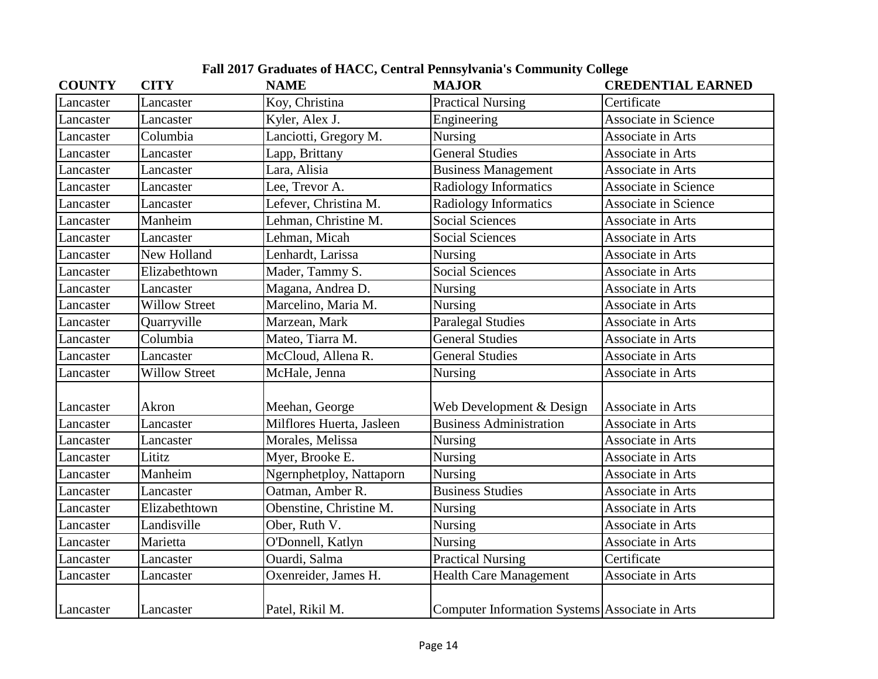# Fall 2017 Graduates of HACC, Central Pennsylvania's Community College

| COUNTY | CITY | NAME | MAJOR | CREDENTIAL EARNED |
|---|---|---|---|---|
| Lancaster | Lancaster | Koy, Christina | Practical Nursing | Certificate |
| Lancaster | Lancaster | Kyler, Alex J. | Engineering | Associate in Science |
| Lancaster | Columbia | Lanciotti, Gregory M. | Nursing | Associate in Arts |
| Lancaster | Lancaster | Lapp, Brittany | General Studies | Associate in Arts |
| Lancaster | Lancaster | Lara, Alisia | Business Management | Associate in Arts |
| Lancaster | Lancaster | Lee, Trevor A. | Radiology Informatics | Associate in Science |
| Lancaster | Lancaster | Lefever, Christina M. | Radiology Informatics | Associate in Science |
| Lancaster | Manheim | Lehman, Christine M. | Social Sciences | Associate in Arts |
| Lancaster | Lancaster | Lehman, Micah | Social Sciences | Associate in Arts |
| Lancaster | New Holland | Lenhardt, Larissa | Nursing | Associate in Arts |
| Lancaster | Elizabethtown | Mader, Tammy S. | Social Sciences | Associate in Arts |
| Lancaster | Lancaster | Magana, Andrea D. | Nursing | Associate in Arts |
| Lancaster | Willow Street | Marcelino, Maria M. | Nursing | Associate in Arts |
| Lancaster | Quarryville | Marzean, Mark | Paralegal Studies | Associate in Arts |
| Lancaster | Columbia | Mateo, Tiarra M. | General Studies | Associate in Arts |
| Lancaster | Lancaster | McCloud, Allena R. | General Studies | Associate in Arts |
| Lancaster | Willow Street | McHale, Jenna | Nursing | Associate in Arts |
| Lancaster | Akron | Meehan, George | Web Development & Design | Associate in Arts |
| Lancaster | Lancaster | Milflores Huerta, Jasleen | Business Administration | Associate in Arts |
| Lancaster | Lancaster | Morales, Melissa | Nursing | Associate in Arts |
| Lancaster | Lititz | Myer, Brooke E. | Nursing | Associate in Arts |
| Lancaster | Manheim | Ngernphetploy, Nattaporn | Nursing | Associate in Arts |
| Lancaster | Lancaster | Oatman, Amber R. | Business Studies | Associate in Arts |
| Lancaster | Elizabethtown | Obenstine, Christine M. | Nursing | Associate in Arts |
| Lancaster | Landisville | Ober, Ruth V. | Nursing | Associate in Arts |
| Lancaster | Marietta | O'Donnell, Katlyn | Nursing | Associate in Arts |
| Lancaster | Lancaster | Ouardi, Salma | Practical Nursing | Certificate |
| Lancaster | Lancaster | Oxenreider, James H. | Health Care Management | Associate in Arts |
| Lancaster | Lancaster | Patel, Rikil M. | Computer Information Systems | Associate in Arts |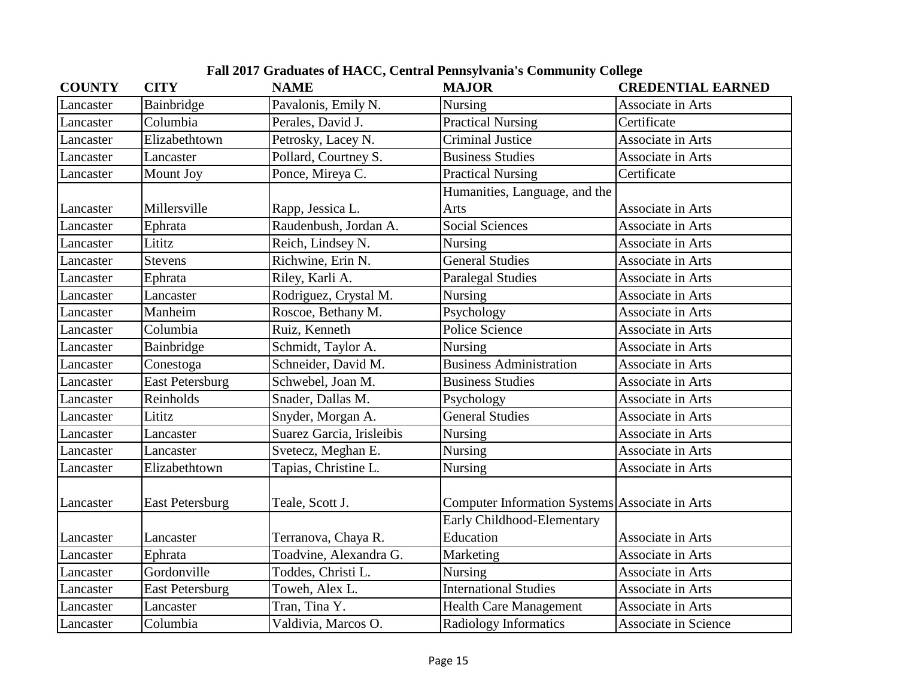## Fall 2017 Graduates of HACC, Central Pennsylvania's Community College

| COUNTY | CITY | NAME | MAJOR | CREDENTIAL EARNED |
|---|---|---|---|---|
| Lancaster | Bainbridge | Pavalonis, Emily N. | Nursing | Associate in Arts |
| Lancaster | Columbia | Perales, David J. | Practical Nursing | Certificate |
| Lancaster | Elizabethtown | Petrosky, Lacey N. | Criminal Justice | Associate in Arts |
| Lancaster | Lancaster | Pollard, Courtney S. | Business Studies | Associate in Arts |
| Lancaster | Mount Joy | Ponce, Mireya C. | Practical Nursing | Certificate |
| Lancaster | Millersville | Rapp, Jessica L. | Humanities, Language, and the Arts | Associate in Arts |
| Lancaster | Ephrata | Raudenbush, Jordan A. | Social Sciences | Associate in Arts |
| Lancaster | Lititz | Reich, Lindsey N. | Nursing | Associate in Arts |
| Lancaster | Stevens | Richwine, Erin N. | General Studies | Associate in Arts |
| Lancaster | Ephrata | Riley, Karli A. | Paralegal Studies | Associate in Arts |
| Lancaster | Lancaster | Rodriguez, Crystal M. | Nursing | Associate in Arts |
| Lancaster | Manheim | Roscoe, Bethany M. | Psychology | Associate in Arts |
| Lancaster | Columbia | Ruiz, Kenneth | Police Science | Associate in Arts |
| Lancaster | Bainbridge | Schmidt, Taylor A. | Nursing | Associate in Arts |
| Lancaster | Conestoga | Schneider, David M. | Business Administration | Associate in Arts |
| Lancaster | East Petersburg | Schwebel, Joan M. | Business Studies | Associate in Arts |
| Lancaster | Reinholds | Snader, Dallas M. | Psychology | Associate in Arts |
| Lancaster | Lititz | Snyder, Morgan A. | General Studies | Associate in Arts |
| Lancaster | Lancaster | Suarez Garcia, Irisleibis | Nursing | Associate in Arts |
| Lancaster | Lancaster | Svetecz, Meghan E. | Nursing | Associate in Arts |
| Lancaster | Elizabethtown | Tapias, Christine L. | Nursing | Associate in Arts |
| Lancaster | East Petersburg | Teale, Scott J. | Computer Information Systems | Associate in Arts |
| Lancaster | Lancaster | Terranova, Chaya R. | Early Childhood-Elementary Education | Associate in Arts |
| Lancaster | Ephrata | Toadvine, Alexandra G. | Marketing | Associate in Arts |
| Lancaster | Gordonville | Toddes, Christi L. | Nursing | Associate in Arts |
| Lancaster | East Petersburg | Toweh, Alex L. | International Studies | Associate in Arts |
| Lancaster | Lancaster | Tran, Tina Y. | Health Care Management | Associate in Arts |
| Lancaster | Columbia | Valdivia, Marcos O. | Radiology Informatics | Associate in Science |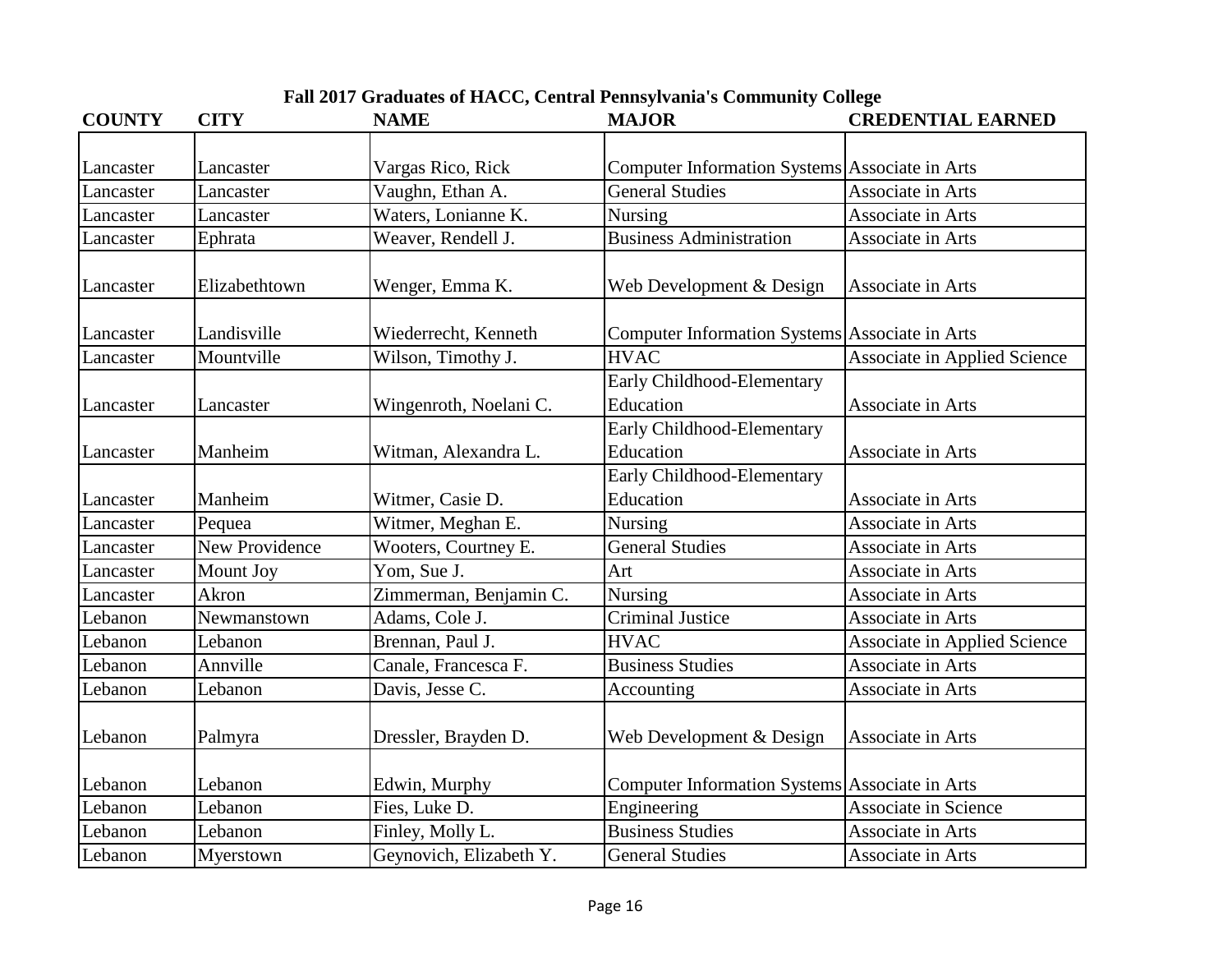# Fall 2017 Graduates of HACC, Central Pennsylvania's Community College

| COUNTY | CITY | NAME | MAJOR | CREDENTIAL EARNED |
|---|---|---|---|---|
| Lancaster | Lancaster | Vargas Rico, Rick | Computer Information Systems | Associate in Arts |
| Lancaster | Lancaster | Vaughn, Ethan A. | General Studies | Associate in Arts |
| Lancaster | Lancaster | Waters, Lonianne K. | Nursing | Associate in Arts |
| Lancaster | Ephrata | Weaver, Rendell J. | Business Administration | Associate in Arts |
| Lancaster | Elizabethtown | Wenger, Emma K. | Web Development & Design | Associate in Arts |
| Lancaster | Landisville | Wiederrecht, Kenneth | Computer Information Systems | Associate in Arts |
| Lancaster | Mountville | Wilson, Timothy J. | HVAC | Associate in Applied Science |
| Lancaster | Lancaster | Wingenroth, Noelani C. | Early Childhood-Elementary Education | Associate in Arts |
| Lancaster | Manheim | Witman, Alexandra L. | Early Childhood-Elementary Education | Associate in Arts |
| Lancaster | Manheim | Witmer, Casie D. | Early Childhood-Elementary Education | Associate in Arts |
| Lancaster | Pequea | Witmer, Meghan E. | Nursing | Associate in Arts |
| Lancaster | New Providence | Wooters, Courtney E. | General Studies | Associate in Arts |
| Lancaster | Mount Joy | Yom, Sue J. | Art | Associate in Arts |
| Lancaster | Akron | Zimmerman, Benjamin C. | Nursing | Associate in Arts |
| Lebanon | Newmanstown | Adams, Cole J. | Criminal Justice | Associate in Arts |
| Lebanon | Lebanon | Brennan, Paul J. | HVAC | Associate in Applied Science |
| Lebanon | Annville | Canale, Francesca F. | Business Studies | Associate in Arts |
| Lebanon | Lebanon | Davis, Jesse C. | Accounting | Associate in Arts |
| Lebanon | Palmyra | Dressler, Brayden D. | Web Development & Design | Associate in Arts |
| Lebanon | Lebanon | Edwin, Murphy | Computer Information Systems | Associate in Arts |
| Lebanon | Lebanon | Fies, Luke D. | Engineering | Associate in Science |
| Lebanon | Lebanon | Finley, Molly L. | Business Studies | Associate in Arts |
| Lebanon | Myerstown | Geynovich, Elizabeth Y. | General Studies | Associate in Arts |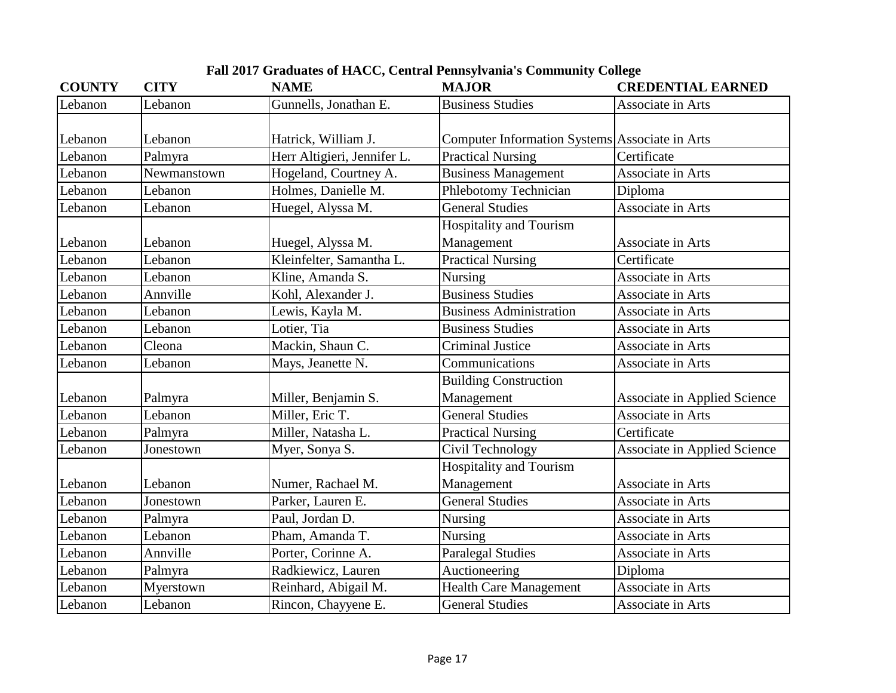## Fall 2017 Graduates of HACC, Central Pennsylvania's Community College

| COUNTY | CITY | NAME | MAJOR | CREDENTIAL EARNED |
|---|---|---|---|---|
| Lebanon | Lebanon | Gunnells, Jonathan E. | Business Studies | Associate in Arts |
| Lebanon | Lebanon | Hatrick, William J. | Computer Information Systems | Associate in Arts |
| Lebanon | Palmyra | Herr Altigieri, Jennifer L. | Practical Nursing | Certificate |
| Lebanon | Newmanstown | Hogeland, Courtney A. | Business Management | Associate in Arts |
| Lebanon | Lebanon | Holmes, Danielle M. | Phlebotomy Technician | Diploma |
| Lebanon | Lebanon | Huegel, Alyssa M. | General Studies | Associate in Arts |
| Lebanon | Lebanon | Huegel, Alyssa M. | Hospitality and Tourism Management | Associate in Arts |
| Lebanon | Lebanon | Kleinfelter, Samantha L. | Practical Nursing | Certificate |
| Lebanon | Lebanon | Kline, Amanda S. | Nursing | Associate in Arts |
| Lebanon | Annville | Kohl, Alexander J. | Business Studies | Associate in Arts |
| Lebanon | Lebanon | Lewis, Kayla M. | Business Administration | Associate in Arts |
| Lebanon | Lebanon | Lotier, Tia | Business Studies | Associate in Arts |
| Lebanon | Cleona | Mackin, Shaun C. | Criminal Justice | Associate in Arts |
| Lebanon | Lebanon | Mays, Jeanette N. | Communications | Associate in Arts |
| Lebanon | Palmyra | Miller, Benjamin S. | Building Construction Management | Associate in Applied Science |
| Lebanon | Lebanon | Miller, Eric T. | General Studies | Associate in Arts |
| Lebanon | Palmyra | Miller, Natasha L. | Practical Nursing | Certificate |
| Lebanon | Jonestown | Myer, Sonya S. | Civil Technology | Associate in Applied Science |
| Lebanon | Lebanon | Numer, Rachael M. | Hospitality and Tourism Management | Associate in Arts |
| Lebanon | Jonestown | Parker, Lauren E. | General Studies | Associate in Arts |
| Lebanon | Palmyra | Paul, Jordan D. | Nursing | Associate in Arts |
| Lebanon | Lebanon | Pham, Amanda T. | Nursing | Associate in Arts |
| Lebanon | Annville | Porter, Corinne A. | Paralegal Studies | Associate in Arts |
| Lebanon | Palmyra | Radkiewicz, Lauren | Auctioneering | Diploma |
| Lebanon | Myerstown | Reinhard, Abigail M. | Health Care Management | Associate in Arts |
| Lebanon | Lebanon | Rincon, Chayyene E. | General Studies | Associate in Arts |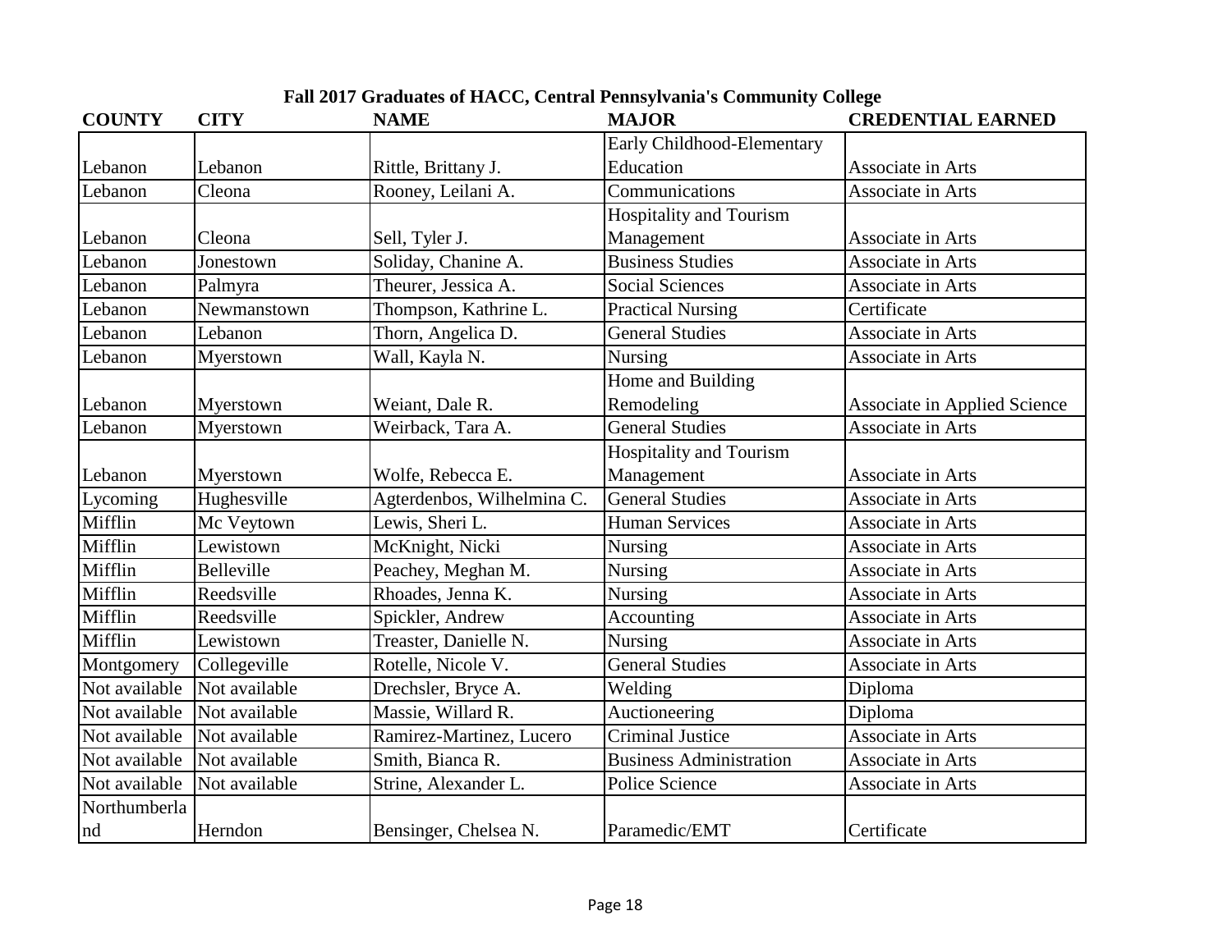# Fall 2017 Graduates of HACC, Central Pennsylvania's Community College

| COUNTY | CITY | NAME | MAJOR | CREDENTIAL EARNED |
|---|---|---|---|---|
| Lebanon | Lebanon | Rittle, Brittany J. | Early Childhood-Elementary Education | Associate in Arts |
| Lebanon | Cleona | Rooney, Leilani A. | Communications | Associate in Arts |
| Lebanon | Cleona | Sell, Tyler J. | Hospitality and Tourism Management | Associate in Arts |
| Lebanon | Jonestown | Soliday, Chanine A. | Business Studies | Associate in Arts |
| Lebanon | Palmyra | Theurer, Jessica A. | Social Sciences | Associate in Arts |
| Lebanon | Newmanstown | Thompson, Kathrine L. | Practical Nursing | Certificate |
| Lebanon | Lebanon | Thorn, Angelica D. | General Studies | Associate in Arts |
| Lebanon | Myerstown | Wall, Kayla N. | Nursing | Associate in Arts |
| Lebanon | Myerstown | Weiant, Dale R. | Home and Building Remodeling | Associate in Applied Science |
| Lebanon | Myerstown | Weirback, Tara A. | General Studies | Associate in Arts |
| Lebanon | Myerstown | Wolfe, Rebecca E. | Hospitality and Tourism Management | Associate in Arts |
| Lycoming | Hughesville | Agterdenbos, Wilhelmina C. | General Studies | Associate in Arts |
| Mifflin | Mc Veytown | Lewis, Sheri L. | Human Services | Associate in Arts |
| Mifflin | Lewistown | McKnight, Nicki | Nursing | Associate in Arts |
| Mifflin | Belleville | Peachey, Meghan M. | Nursing | Associate in Arts |
| Mifflin | Reedsville | Rhoades, Jenna K. | Nursing | Associate in Arts |
| Mifflin | Reedsville | Spickler, Andrew | Accounting | Associate in Arts |
| Mifflin | Lewistown | Treaster, Danielle N. | Nursing | Associate in Arts |
| Montgomery | Collegeville | Rotelle, Nicole V. | General Studies | Associate in Arts |
| Not available | Not available | Drechsler, Bryce A. | Welding | Diploma |
| Not available | Not available | Massie, Willard R. | Auctioneering | Diploma |
| Not available | Not available | Ramirez-Martinez, Lucero | Criminal Justice | Associate in Arts |
| Not available | Not available | Smith, Bianca R. | Business Administration | Associate in Arts |
| Not available | Not available | Strine, Alexander L. | Police Science | Associate in Arts |
| Northumberland | Herndon | Bensinger, Chelsea N. | Paramedic/EMT | Certificate |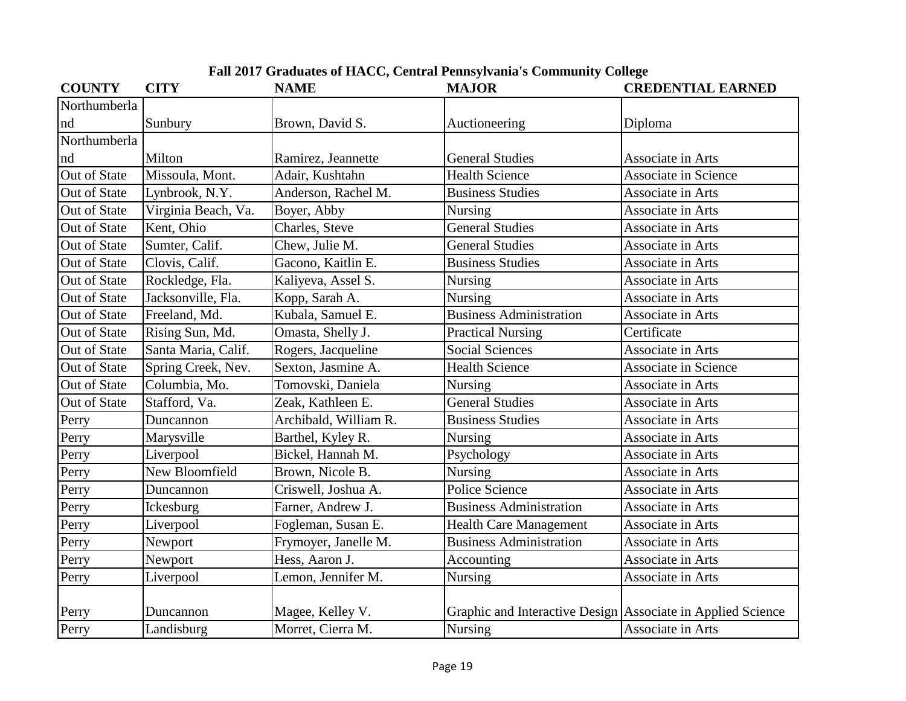# Fall 2017 Graduates of HACC, Central Pennsylvania's Community College

| COUNTY | CITY | NAME | MAJOR | CREDENTIAL EARNED |
|---|---|---|---|---|
| Northumberland | Sunbury | Brown, David S. | Auctioneering | Diploma |
| Northumberland | Milton | Ramirez, Jeannette | General Studies | Associate in Arts |
| Out of State | Missoula, Mont. | Adair, Kushtahn | Health Science | Associate in Science |
| Out of State | Lynbrook, N.Y. | Anderson, Rachel M. | Business Studies | Associate in Arts |
| Out of State | Virginia Beach, Va. | Boyer, Abby | Nursing | Associate in Arts |
| Out of State | Kent, Ohio | Charles, Steve | General Studies | Associate in Arts |
| Out of State | Sumter, Calif. | Chew, Julie M. | General Studies | Associate in Arts |
| Out of State | Clovis, Calif. | Gacono, Kaitlin E. | Business Studies | Associate in Arts |
| Out of State | Rockledge, Fla. | Kaliyeva, Assel S. | Nursing | Associate in Arts |
| Out of State | Jacksonville, Fla. | Kopp, Sarah A. | Nursing | Associate in Arts |
| Out of State | Freeland, Md. | Kubala, Samuel E. | Business Administration | Associate in Arts |
| Out of State | Rising Sun, Md. | Omasta, Shelly J. | Practical Nursing | Certificate |
| Out of State | Santa Maria, Calif. | Rogers, Jacqueline | Social Sciences | Associate in Arts |
| Out of State | Spring Creek, Nev. | Sexton, Jasmine A. | Health Science | Associate in Science |
| Out of State | Columbia, Mo. | Tomovski, Daniela | Nursing | Associate in Arts |
| Out of State | Stafford, Va. | Zeak, Kathleen E. | General Studies | Associate in Arts |
| Perry | Duncannon | Archibald, William R. | Business Studies | Associate in Arts |
| Perry | Marysville | Barthel, Kyley R. | Nursing | Associate in Arts |
| Perry | Liverpool | Bickel, Hannah M. | Psychology | Associate in Arts |
| Perry | New Bloomfield | Brown, Nicole B. | Nursing | Associate in Arts |
| Perry | Duncannon | Criswell, Joshua A. | Police Science | Associate in Arts |
| Perry | Ickesburg | Farner, Andrew J. | Business Administration | Associate in Arts |
| Perry | Liverpool | Fogleman, Susan E. | Health Care Management | Associate in Arts |
| Perry | Newport | Frymoyer, Janelle M. | Business Administration | Associate in Arts |
| Perry | Newport | Hess, Aaron J. | Accounting | Associate in Arts |
| Perry | Liverpool | Lemon, Jennifer M. | Nursing | Associate in Arts |
| Perry | Duncannon | Magee, Kelley V. | Graphic and Interactive Design | Associate in Applied Science |
| Perry | Landisburg | Morret, Cierra M. | Nursing | Associate in Arts |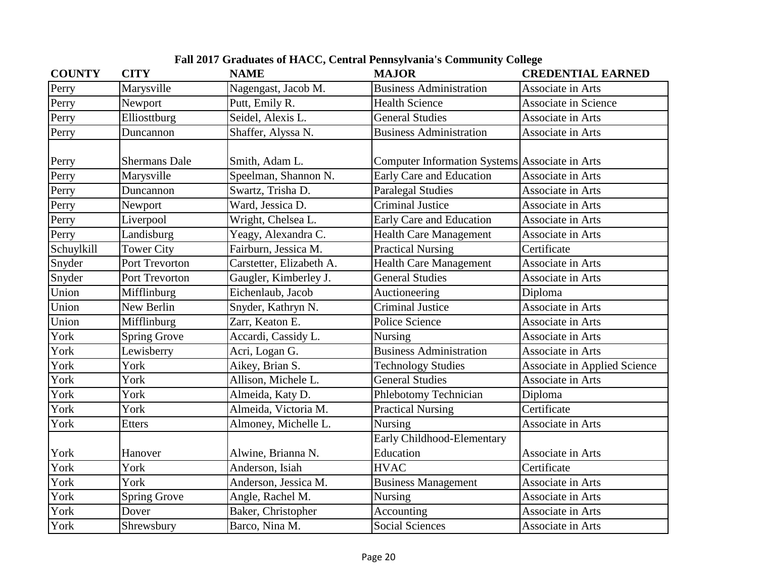**Fall 2017 Graduates of HACC, Central Pennsylvania's Community College**

| COUNTY | CITY | NAME | MAJOR | CREDENTIAL EARNED |
|---|---|---|---|---|
| Perry | Marysville | Nagengast, Jacob M. | Business Administration | Associate in Arts |
| Perry | Newport | Putt, Emily R. | Health Science | Associate in Science |
| Perry | Elliosttburg | Seidel, Alexis L. | General Studies | Associate in Arts |
| Perry | Duncannon | Shaffer, Alyssa N. | Business Administration | Associate in Arts |
| Perry | Shermans Dale | Smith, Adam L. | Computer Information Systems | Associate in Arts |
| Perry | Marysville | Speelman, Shannon N. | Early Care and Education | Associate in Arts |
| Perry | Duncannon | Swartz, Trisha D. | Paralegal Studies | Associate in Arts |
| Perry | Newport | Ward, Jessica D. | Criminal Justice | Associate in Arts |
| Perry | Liverpool | Wright, Chelsea L. | Early Care and Education | Associate in Arts |
| Perry | Landisburg | Yeagy, Alexandra C. | Health Care Management | Associate in Arts |
| Schuylkill | Tower City | Fairburn, Jessica M. | Practical Nursing | Certificate |
| Snyder | Port Trevorton | Carstetter, Elizabeth A. | Health Care Management | Associate in Arts |
| Snyder | Port Trevorton | Gaugler, Kimberley J. | General Studies | Associate in Arts |
| Union | Mifflinburg | Eichenlaub, Jacob | Auctioneering | Diploma |
| Union | New Berlin | Snyder, Kathryn N. | Criminal Justice | Associate in Arts |
| Union | Mifflinburg | Zarr, Keaton E. | Police Science | Associate in Arts |
| York | Spring Grove | Accardi, Cassidy L. | Nursing | Associate in Arts |
| York | Lewisberry | Acri, Logan G. | Business Administration | Associate in Arts |
| York | York | Aikey, Brian S. | Technology Studies | Associate in Applied Science |
| York | York | Allison, Michele L. | General Studies | Associate in Arts |
| York | York | Almeida, Katy D. | Phlebotomy Technician | Diploma |
| York | York | Almeida, Victoria M. | Practical Nursing | Certificate |
| York | Etters | Almoney, Michelle L. | Nursing | Associate in Arts |
| York | Hanover | Alwine, Brianna N. | Early Childhood-Elementary Education | Associate in Arts |
| York | York | Anderson, Isiah | HVAC | Certificate |
| York | York | Anderson, Jessica M. | Business Management | Associate in Arts |
| York | Spring Grove | Angle, Rachel M. | Nursing | Associate in Arts |
| York | Dover | Baker, Christopher | Accounting | Associate in Arts |
| York | Shrewsbury | Barco, Nina M. | Social Sciences | Associate in Arts |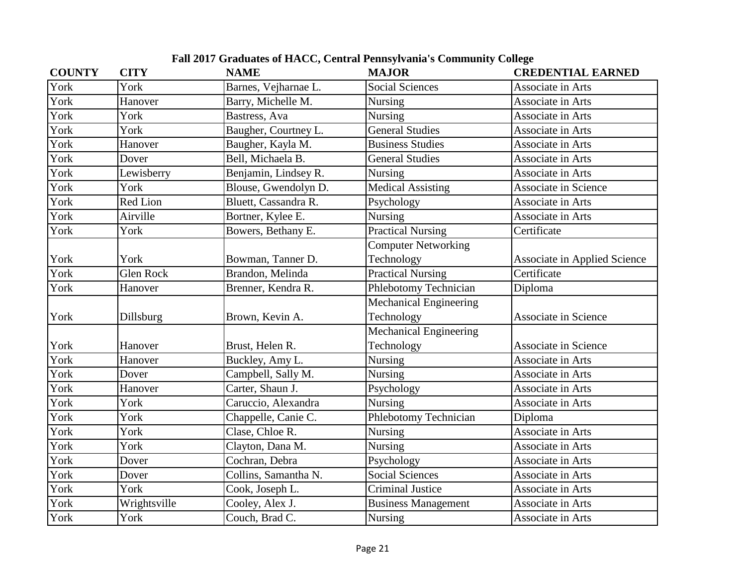**Fall 2017 Graduates of HACC, Central Pennsylvania's Community College**

| COUNTY | CITY | NAME | MAJOR | CREDENTIAL EARNED |
|---|---|---|---|---|
| York | York | Barnes, Vejharnae L. | Social Sciences | Associate in Arts |
| York | Hanover | Barry, Michelle M. | Nursing | Associate in Arts |
| York | York | Bastress, Ava | Nursing | Associate in Arts |
| York | York | Baugher, Courtney L. | General Studies | Associate in Arts |
| York | Hanover | Baugher, Kayla M. | Business Studies | Associate in Arts |
| York | Dover | Bell, Michaela B. | General Studies | Associate in Arts |
| York | Lewisberry | Benjamin, Lindsey R. | Nursing | Associate in Arts |
| York | York | Blouse, Gwendolyn D. | Medical Assisting | Associate in Science |
| York | Red Lion | Bluett, Cassandra R. | Psychology | Associate in Arts |
| York | Airville | Bortner, Kylee E. | Nursing | Associate in Arts |
| York | York | Bowers, Bethany E. | Practical Nursing | Certificate |
| York | York | Bowman, Tanner D. | Computer Networking Technology | Associate in Applied Science |
| York | Glen Rock | Brandon, Melinda | Practical Nursing | Certificate |
| York | Hanover | Brenner, Kendra R. | Phlebotomy Technician | Diploma |
| York | Dillsburg | Brown, Kevin A. | Mechanical Engineering Technology | Associate in Science |
| York | Hanover | Brust, Helen R. | Mechanical Engineering Technology | Associate in Science |
| York | Hanover | Buckley, Amy L. | Nursing | Associate in Arts |
| York | Dover | Campbell, Sally M. | Nursing | Associate in Arts |
| York | Hanover | Carter, Shaun J. | Psychology | Associate in Arts |
| York | York | Caruccio, Alexandra | Nursing | Associate in Arts |
| York | York | Chappelle, Canie C. | Phlebotomy Technician | Diploma |
| York | York | Clase, Chloe R. | Nursing | Associate in Arts |
| York | York | Clayton, Dana M. | Nursing | Associate in Arts |
| York | Dover | Cochran, Debra | Psychology | Associate in Arts |
| York | Dover | Collins, Samantha N. | Social Sciences | Associate in Arts |
| York | York | Cook, Joseph L. | Criminal Justice | Associate in Arts |
| York | Wrightsville | Cooley, Alex J. | Business Management | Associate in Arts |
| York | York | Couch, Brad C. | Nursing | Associate in Arts |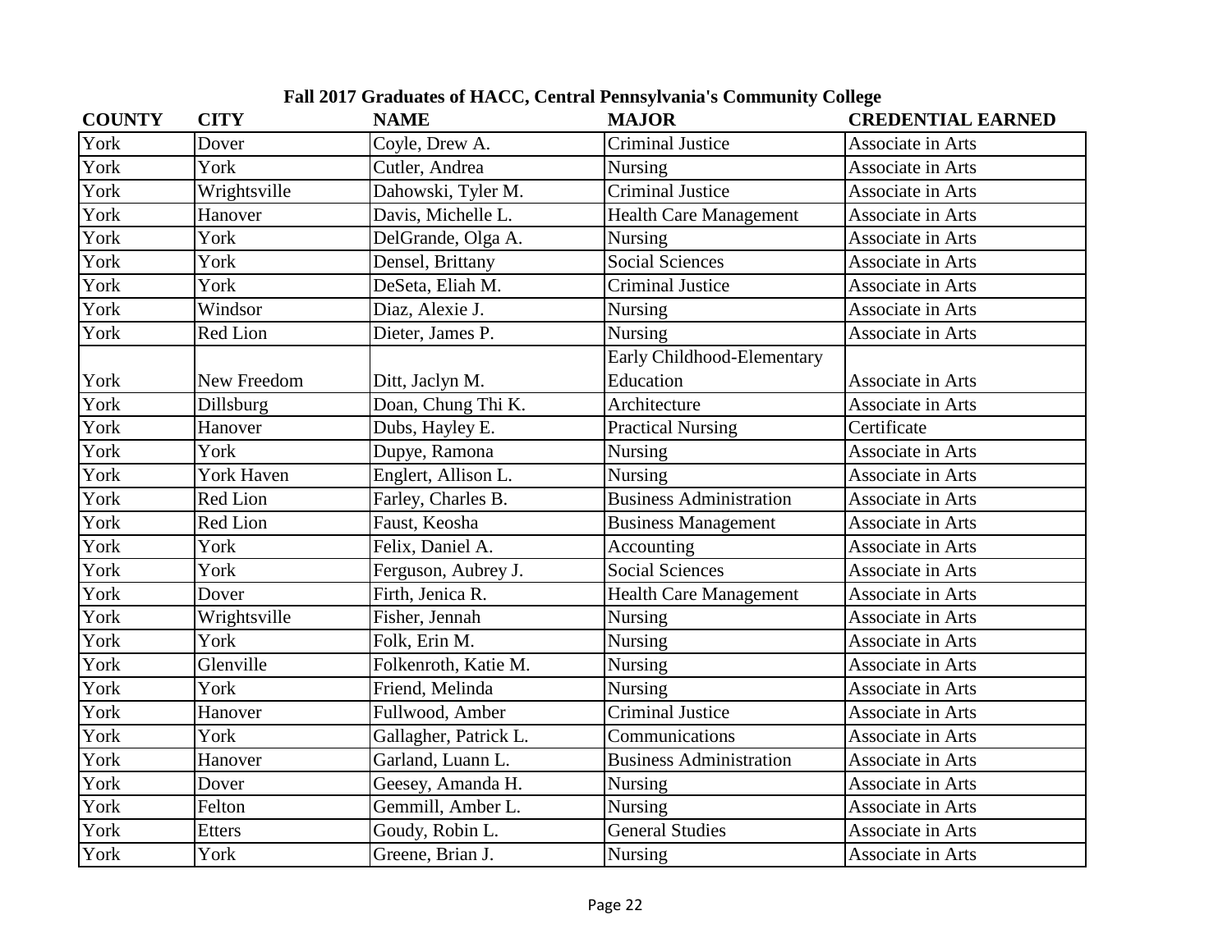**Fall 2017 Graduates of HACC, Central Pennsylvania's Community College**

| COUNTY | CITY | NAME | MAJOR | CREDENTIAL EARNED |
|---|---|---|---|---|
| York | Dover | Coyle, Drew A. | Criminal Justice | Associate in Arts |
| York | York | Cutler, Andrea | Nursing | Associate in Arts |
| York | Wrightsville | Dahowski, Tyler M. | Criminal Justice | Associate in Arts |
| York | Hanover | Davis, Michelle L. | Health Care Management | Associate in Arts |
| York | York | DelGrande, Olga A. | Nursing | Associate in Arts |
| York | York | Densel, Brittany | Social Sciences | Associate in Arts |
| York | York | DeSeta, Eliah M. | Criminal Justice | Associate in Arts |
| York | Windsor | Diaz, Alexie J. | Nursing | Associate in Arts |
| York | Red Lion | Dieter, James P. | Nursing | Associate in Arts |
| York | New Freedom | Ditt, Jaclyn M. | Early Childhood-Elementary Education | Associate in Arts |
| York | Dillsburg | Doan, Chung Thi K. | Architecture | Associate in Arts |
| York | Hanover | Dubs, Hayley E. | Practical Nursing | Certificate |
| York | York | Dupye, Ramona | Nursing | Associate in Arts |
| York | York Haven | Englert, Allison L. | Nursing | Associate in Arts |
| York | Red Lion | Farley, Charles B. | Business Administration | Associate in Arts |
| York | Red Lion | Faust, Keosha | Business Management | Associate in Arts |
| York | York | Felix, Daniel A. | Accounting | Associate in Arts |
| York | York | Ferguson, Aubrey J. | Social Sciences | Associate in Arts |
| York | Dover | Firth, Jenica R. | Health Care Management | Associate in Arts |
| York | Wrightsville | Fisher, Jennah | Nursing | Associate in Arts |
| York | York | Folk, Erin M. | Nursing | Associate in Arts |
| York | Glenville | Folkenroth, Katie M. | Nursing | Associate in Arts |
| York | York | Friend, Melinda | Nursing | Associate in Arts |
| York | Hanover | Fullwood, Amber | Criminal Justice | Associate in Arts |
| York | York | Gallagher, Patrick L. | Communications | Associate in Arts |
| York | Hanover | Garland, Luann L. | Business Administration | Associate in Arts |
| York | Dover | Geesey, Amanda H. | Nursing | Associate in Arts |
| York | Felton | Gemmill, Amber L. | Nursing | Associate in Arts |
| York | Etters | Goudy, Robin L. | General Studies | Associate in Arts |
| York | York | Greene, Brian J. | Nursing | Associate in Arts |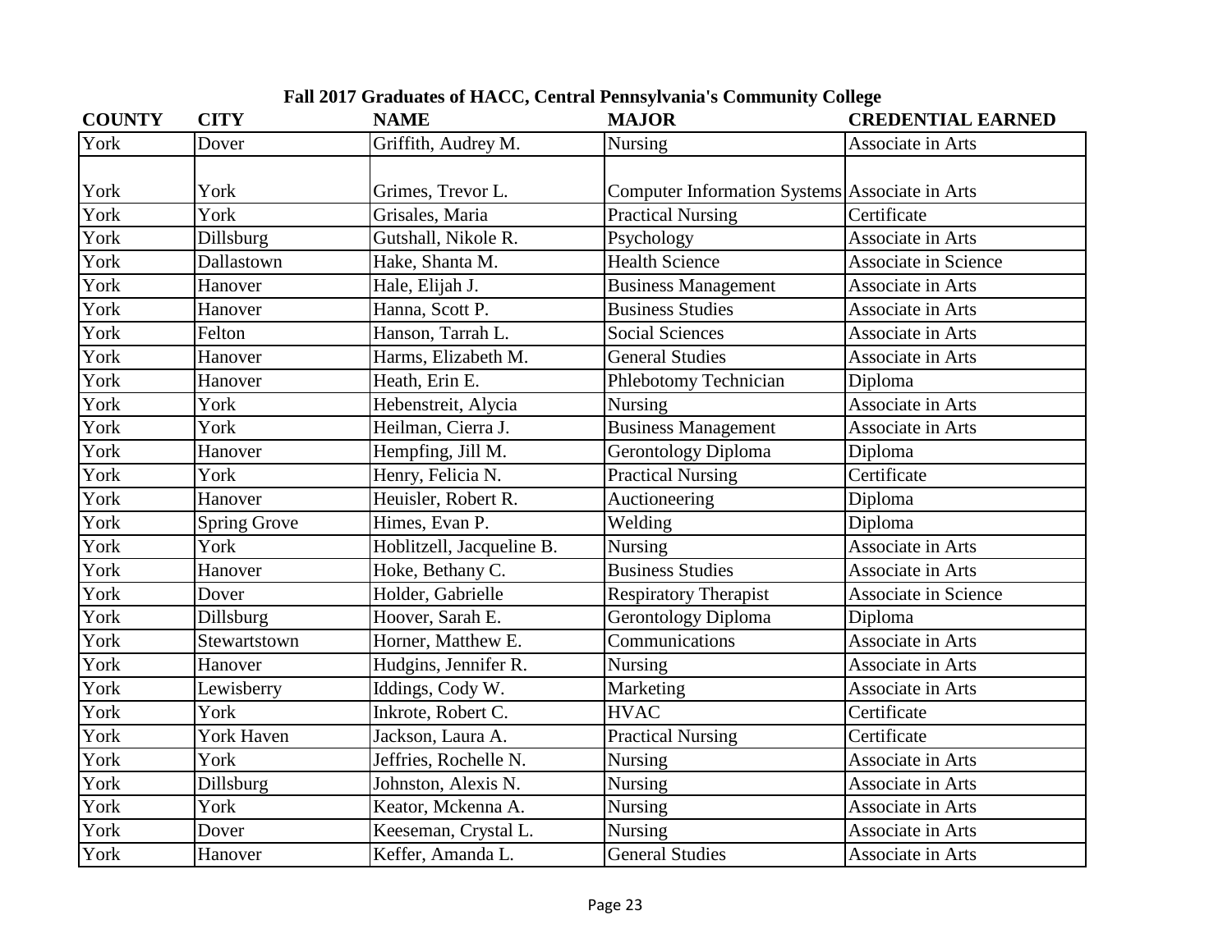## Fall 2017 Graduates of HACC, Central Pennsylvania's Community College

| COUNTY | CITY | NAME | MAJOR | CREDENTIAL EARNED |
|---|---|---|---|---|
| York | Dover | Griffith, Audrey M. | Nursing | Associate in Arts |
| York | York | Grimes, Trevor L. | Computer Information Systems | Associate in Arts |
| York | York | Grisales, Maria | Practical Nursing | Certificate |
| York | Dillsburg | Gutshall, Nikole R. | Psychology | Associate in Arts |
| York | Dallastown | Hake, Shanta M. | Health Science | Associate in Science |
| York | Hanover | Hale, Elijah J. | Business Management | Associate in Arts |
| York | Hanover | Hanna, Scott P. | Business Studies | Associate in Arts |
| York | Felton | Hanson, Tarrah L. | Social Sciences | Associate in Arts |
| York | Hanover | Harms, Elizabeth M. | General Studies | Associate in Arts |
| York | Hanover | Heath, Erin E. | Phlebotomy Technician | Diploma |
| York | York | Hebenstreit, Alycia | Nursing | Associate in Arts |
| York | York | Heilman, Cierra J. | Business Management | Associate in Arts |
| York | Hanover | Hempfing, Jill M. | Gerontology Diploma | Diploma |
| York | York | Henry, Felicia N. | Practical Nursing | Certificate |
| York | Hanover | Heuisler, Robert R. | Auctioneering | Diploma |
| York | Spring Grove | Himes, Evan P. | Welding | Diploma |
| York | York | Hoblitzell, Jacqueline B. | Nursing | Associate in Arts |
| York | Hanover | Hoke, Bethany C. | Business Studies | Associate in Arts |
| York | Dover | Holder, Gabrielle | Respiratory Therapist | Associate in Science |
| York | Dillsburg | Hoover, Sarah E. | Gerontology Diploma | Diploma |
| York | Stewartstown | Horner, Matthew E. | Communications | Associate in Arts |
| York | Hanover | Hudgins, Jennifer R. | Nursing | Associate in Arts |
| York | Lewisberry | Iddings, Cody W. | Marketing | Associate in Arts |
| York | York | Inkrote, Robert C. | HVAC | Certificate |
| York | York Haven | Jackson, Laura A. | Practical Nursing | Certificate |
| York | York | Jeffries, Rochelle N. | Nursing | Associate in Arts |
| York | Dillsburg | Johnston, Alexis N. | Nursing | Associate in Arts |
| York | York | Keator, Mckenna A. | Nursing | Associate in Arts |
| York | Dover | Keeseman, Crystal L. | Nursing | Associate in Arts |
| York | Hanover | Keffer, Amanda L. | General Studies | Associate in Arts |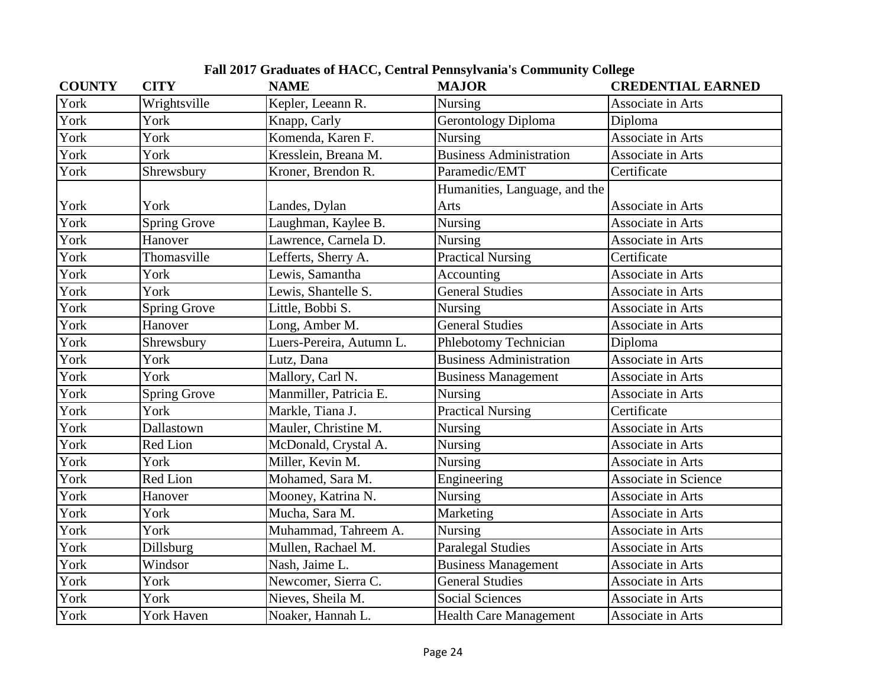## Fall 2017 Graduates of HACC, Central Pennsylvania's Community College

| COUNTY | CITY | NAME | MAJOR | CREDENTIAL EARNED |
|---|---|---|---|---|
| York | Wrightsville | Kepler, Leeann R. | Nursing | Associate in Arts |
| York | York | Knapp, Carly | Gerontology Diploma | Diploma |
| York | York | Komenda, Karen F. | Nursing | Associate in Arts |
| York | York | Kresslein, Breana M. | Business Administration | Associate in Arts |
| York | Shrewsbury | Kroner, Brendon R. | Paramedic/EMT | Certificate |
| York | York | Landes, Dylan | Humanities, Language, and the Arts | Associate in Arts |
| York | Spring Grove | Laughman, Kaylee B. | Nursing | Associate in Arts |
| York | Hanover | Lawrence, Carnela D. | Nursing | Associate in Arts |
| York | Thomasville | Lefferts, Sherry A. | Practical Nursing | Certificate |
| York | York | Lewis, Samantha | Accounting | Associate in Arts |
| York | York | Lewis, Shantelle S. | General Studies | Associate in Arts |
| York | Spring Grove | Little, Bobbi S. | Nursing | Associate in Arts |
| York | Hanover | Long, Amber M. | General Studies | Associate in Arts |
| York | Shrewsbury | Luers-Pereira, Autumn L. | Phlebotomy Technician | Diploma |
| York | York | Lutz, Dana | Business Administration | Associate in Arts |
| York | York | Mallory, Carl N. | Business Management | Associate in Arts |
| York | Spring Grove | Manmiller, Patricia E. | Nursing | Associate in Arts |
| York | York | Markle, Tiana J. | Practical Nursing | Certificate |
| York | Dallastown | Mauler, Christine M. | Nursing | Associate in Arts |
| York | Red Lion | McDonald, Crystal A. | Nursing | Associate in Arts |
| York | York | Miller, Kevin M. | Nursing | Associate in Arts |
| York | Red Lion | Mohamed, Sara M. | Engineering | Associate in Science |
| York | Hanover | Mooney, Katrina N. | Nursing | Associate in Arts |
| York | York | Mucha, Sara M. | Marketing | Associate in Arts |
| York | York | Muhammad, Tahreem A. | Nursing | Associate in Arts |
| York | Dillsburg | Mullen, Rachael M. | Paralegal Studies | Associate in Arts |
| York | Windsor | Nash, Jaime L. | Business Management | Associate in Arts |
| York | York | Newcomer, Sierra C. | General Studies | Associate in Arts |
| York | York | Nieves, Sheila M. | Social Sciences | Associate in Arts |
| York | York Haven | Noaker, Hannah L. | Health Care Management | Associate in Arts |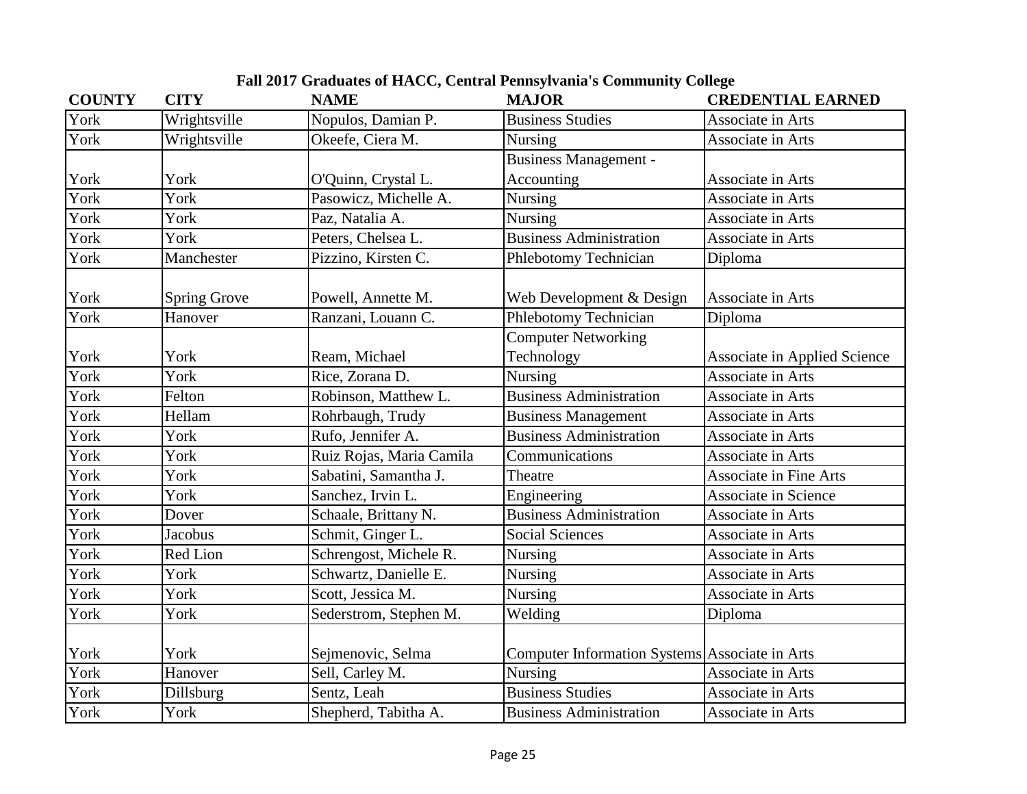## Fall 2017 Graduates of HACC, Central Pennsylvania's Community College

| COUNTY | CITY | NAME | MAJOR | CREDENTIAL EARNED |
|---|---|---|---|---|
| York | Wrightsville | Nopulos, Damian P. | Business Studies | Associate in Arts |
| York | Wrightsville | Okeefe, Ciera M. | Nursing | Associate in Arts |
| York | York | O'Quinn, Crystal L. | Business Management - Accounting | Associate in Arts |
| York | York | Pasowicz, Michelle A. | Nursing | Associate in Arts |
| York | York | Paz, Natalia A. | Nursing | Associate in Arts |
| York | York | Peters, Chelsea L. | Business Administration | Associate in Arts |
| York | Manchester | Pizzino, Kirsten C. | Phlebotomy Technician | Diploma |
| York | Spring Grove | Powell, Annette M. | Web Development & Design | Associate in Arts |
| York | Hanover | Ranzani, Louann C. | Phlebotomy Technician | Diploma |
| York | York | Ream, Michael | Computer Networking Technology | Associate in Applied Science |
| York | York | Rice, Zorana D. | Nursing | Associate in Arts |
| York | Felton | Robinson, Matthew L. | Business Administration | Associate in Arts |
| York | Hellam | Rohrbaugh, Trudy | Business Management | Associate in Arts |
| York | York | Rufo, Jennifer A. | Business Administration | Associate in Arts |
| York | York | Ruiz Rojas, Maria Camila | Communications | Associate in Arts |
| York | York | Sabatini, Samantha J. | Theatre | Associate in Fine Arts |
| York | York | Sanchez, Irvin L. | Engineering | Associate in Science |
| York | Dover | Schaale, Brittany N. | Business Administration | Associate in Arts |
| York | Jacobus | Schmit, Ginger L. | Social Sciences | Associate in Arts |
| York | Red Lion | Schrengost, Michele R. | Nursing | Associate in Arts |
| York | York | Schwartz, Danielle E. | Nursing | Associate in Arts |
| York | York | Scott, Jessica M. | Nursing | Associate in Arts |
| York | York | Sederstrom, Stephen M. | Welding | Diploma |
| York | York | Sejmenovic, Selma | Computer Information Systems | Associate in Arts |
| York | Hanover | Sell, Carley M. | Nursing | Associate in Arts |
| York | Dillsburg | Sentz, Leah | Business Studies | Associate in Arts |
| York | York | Shepherd, Tabitha A. | Business Administration | Associate in Arts |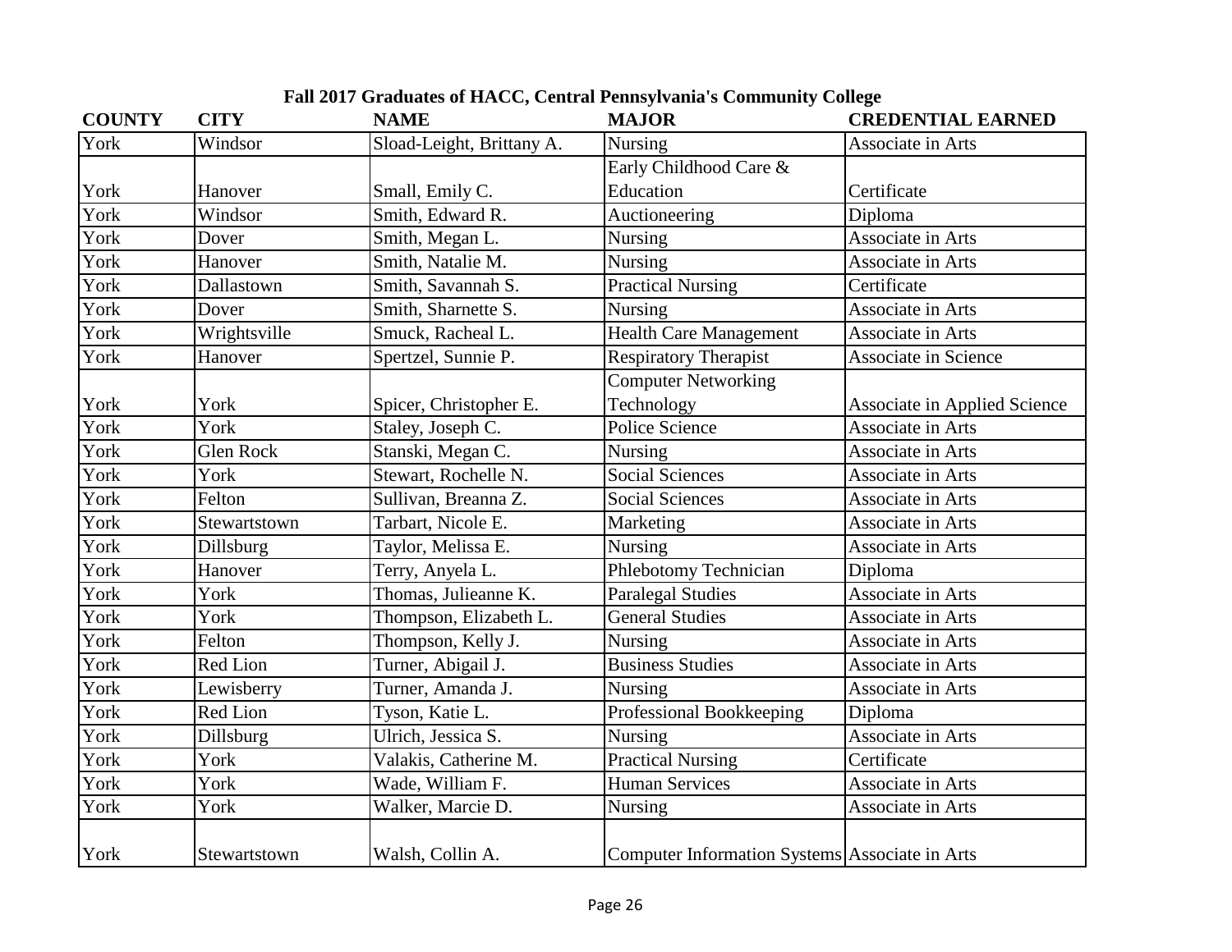**Fall 2017 Graduates of HACC, Central Pennsylvania's Community College**

| COUNTY | CITY | NAME | MAJOR | CREDENTIAL EARNED |
|---|---|---|---|---|
| York | Windsor | Sload-Leight, Brittany A. | Nursing | Associate in Arts |
| York | Hanover | Small, Emily C. | Early Childhood Care & Education | Certificate |
| York | Windsor | Smith, Edward R. | Auctioneering | Diploma |
| York | Dover | Smith, Megan L. | Nursing | Associate in Arts |
| York | Hanover | Smith, Natalie M. | Nursing | Associate in Arts |
| York | Dallastown | Smith, Savannah S. | Practical Nursing | Certificate |
| York | Dover | Smith, Sharnette S. | Nursing | Associate in Arts |
| York | Wrightsville | Smuck, Racheal L. | Health Care Management | Associate in Arts |
| York | Hanover | Spertzel, Sunnie P. | Respiratory Therapist | Associate in Science |
| York | York | Spicer, Christopher E. | Computer Networking Technology | Associate in Applied Science |
| York | York | Staley, Joseph C. | Police Science | Associate in Arts |
| York | Glen Rock | Stanski, Megan C. | Nursing | Associate in Arts |
| York | York | Stewart, Rochelle N. | Social Sciences | Associate in Arts |
| York | Felton | Sullivan, Breanna Z. | Social Sciences | Associate in Arts |
| York | Stewartstown | Tarbart, Nicole E. | Marketing | Associate in Arts |
| York | Dillsburg | Taylor, Melissa E. | Nursing | Associate in Arts |
| York | Hanover | Terry, Anyela L. | Phlebotomy Technician | Diploma |
| York | York | Thomas, Julieanne K. | Paralegal Studies | Associate in Arts |
| York | York | Thompson, Elizabeth L. | General Studies | Associate in Arts |
| York | Felton | Thompson, Kelly J. | Nursing | Associate in Arts |
| York | Red Lion | Turner, Abigail J. | Business Studies | Associate in Arts |
| York | Lewisberry | Turner, Amanda J. | Nursing | Associate in Arts |
| York | Red Lion | Tyson, Katie L. | Professional Bookkeeping | Diploma |
| York | Dillsburg | Ulrich, Jessica S. | Nursing | Associate in Arts |
| York | York | Valakis, Catherine M. | Practical Nursing | Certificate |
| York | York | Wade, William F. | Human Services | Associate in Arts |
| York | York | Walker, Marcie D. | Nursing | Associate in Arts |
| York | Stewartstown | Walsh, Collin A. | Computer Information Systems | Associate in Arts |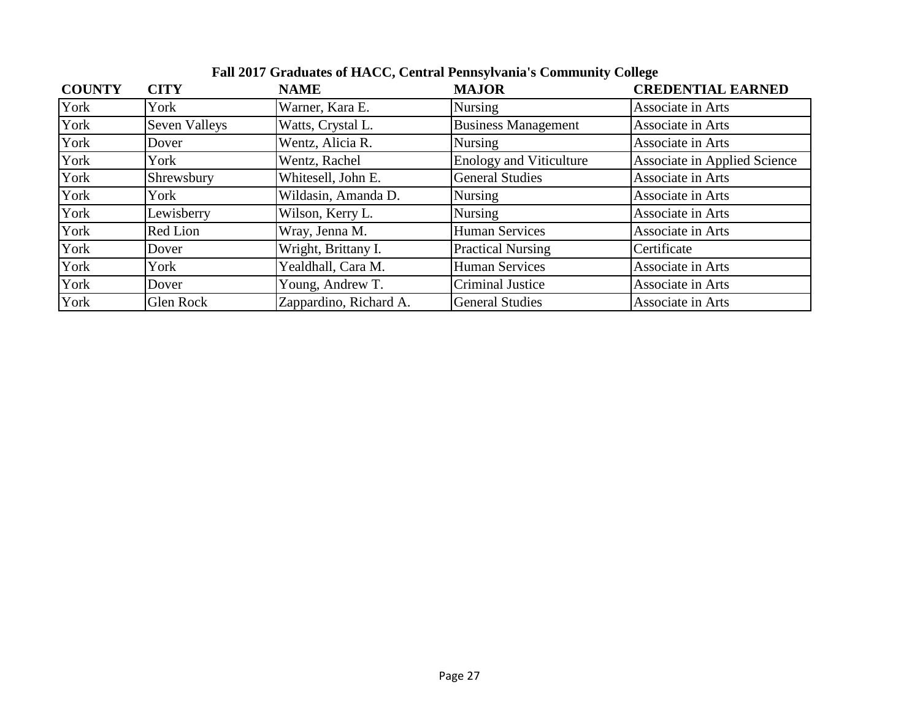**Fall 2017 Graduates of HACC, Central Pennsylvania's Community College**

| COUNTY | CITY | NAME | MAJOR | CREDENTIAL EARNED |
|---|---|---|---|---|
| York | York | Warner, Kara E. | Nursing | Associate in Arts |
| York | Seven Valleys | Watts, Crystal L. | Business Management | Associate in Arts |
| York | Dover | Wentz, Alicia R. | Nursing | Associate in Arts |
| York | York | Wentz, Rachel | Enology and Viticulture | Associate in Applied Science |
| York | Shrewsbury | Whitesell, John E. | General Studies | Associate in Arts |
| York | York | Wildasin, Amanda D. | Nursing | Associate in Arts |
| York | Lewisberry | Wilson, Kerry L. | Nursing | Associate in Arts |
| York | Red Lion | Wray, Jenna M. | Human Services | Associate in Arts |
| York | Dover | Wright, Brittany I. | Practical Nursing | Certificate |
| York | York | Yealdhall, Cara M. | Human Services | Associate in Arts |
| York | Dover | Young, Andrew T. | Criminal Justice | Associate in Arts |
| York | Glen Rock | Zappardino, Richard A. | General Studies | Associate in Arts |